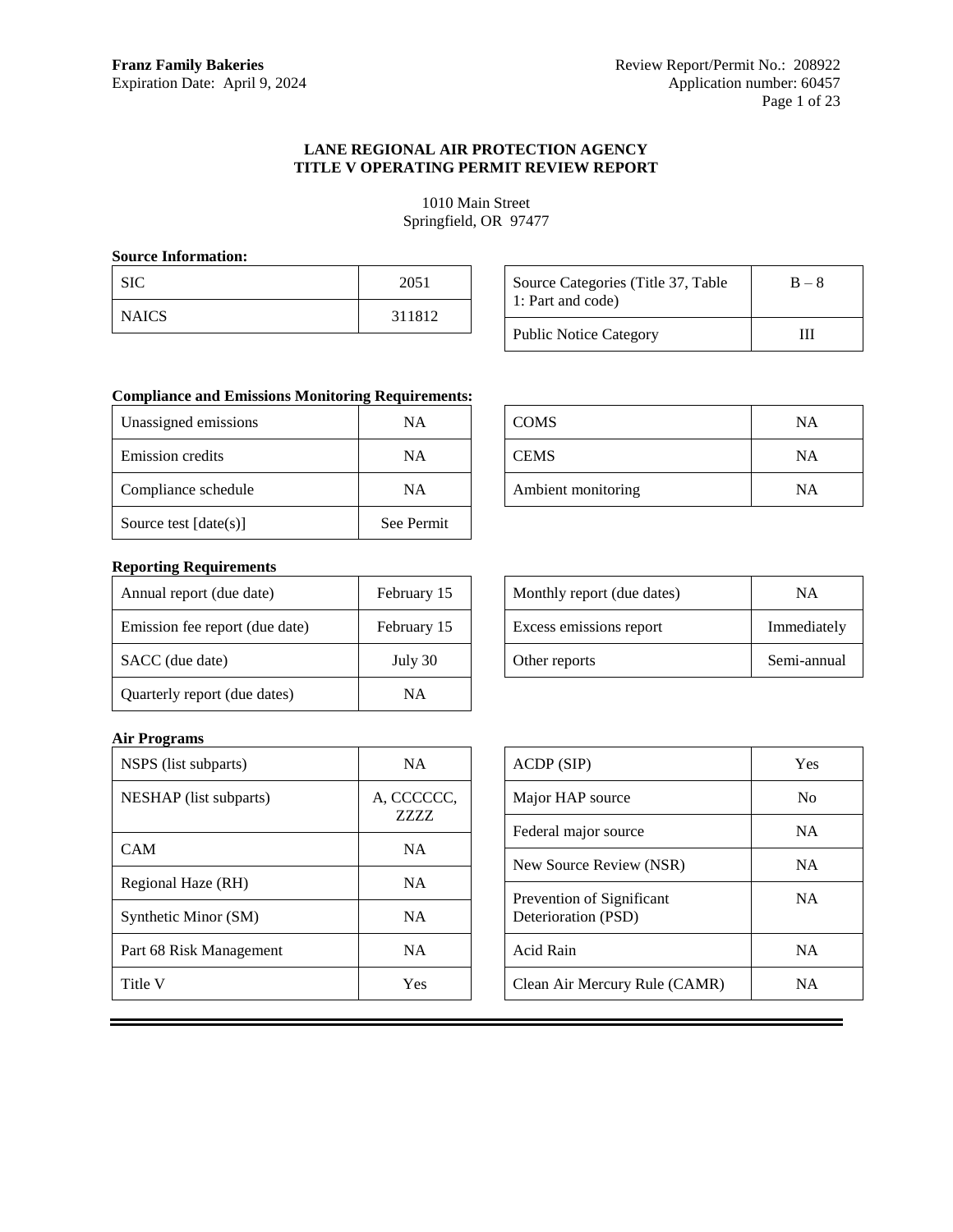**Franz Family Bakeries**
Expiration Date: April 9, 2024

Review Report/Permit No.: 208922
Application number: 60457

# LANE REGIONAL AIR PROTECTION AGENCY
## TITLE V OPERATING PERMIT REVIEW REPORT

1010 Main Street
Springfield, OR 97477

**Source Information:**

| | |
|---|---|
| SIC | 2051 |
| NAICS | 311812 |

| | |
|---|---|
| Source Categories (Title 37, Table 1: Part and code) | B – 8 |
| Public Notice Category | III |

**Compliance and Emissions Monitoring Requirements:**

| | |
|---|---|
| Unassigned emissions | NA |
| Emission credits | NA |
| Compliance schedule | NA |
| Source test [date(s)] | See Permit |

| | |
|---|---|
| COMS | NA |
| CEMS | NA |
| Ambient monitoring | NA |

**Reporting Requirements**

| | |
|---|---|
| Annual report (due date) | February 15 |
| Emission fee report (due date) | February 15 |
| SACC (due date) | July 30 |
| Quarterly report (due dates) | NA |

| | |
|---|---|
| Monthly report (due dates) | NA |
| Excess emissions report | Immediately |
| Other reports | Semi-annual |

**Air Programs**

| | |
|---|---|
| NSPS (list subparts) | NA |
| NESHAP (list subparts) | A, CCCCCC, ZZZZ |
| CAM | NA |
| Regional Haze (RH) | NA |
| Synthetic Minor (SM) | NA |
| Part 68 Risk Management | NA |
| Title V | Yes |

| | |
|---|---|
| ACDP (SIP) | Yes |
| Major HAP source | No |
| Federal major source | NA |
| New Source Review (NSR) | NA |
| Prevention of Significant Deterioration (PSD) | NA |
| Acid Rain | NA |
| Clean Air Mercury Rule (CAMR) | NA |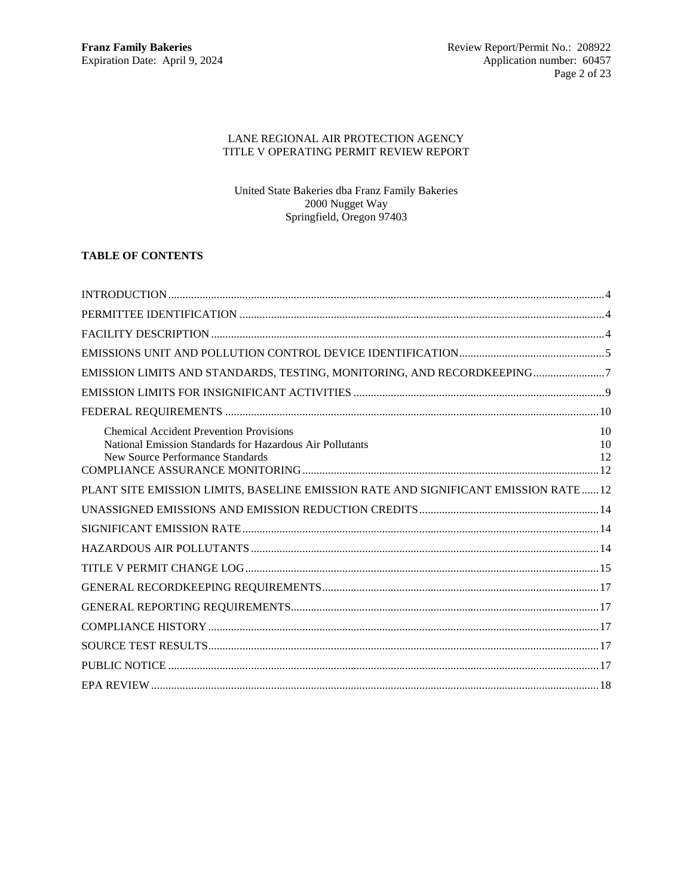LANE REGIONAL AIR PROTECTION AGENCY
TITLE V OPERATING PERMIT REVIEW REPORT

United State Bakeries dba Franz Family Bakeries
2000 Nugget Way
Springfield, Oregon 97403

**TABLE OF CONTENTS**

| | |
|---|---|
| INTRODUCTION | 4 |
| PERMITTEE IDENTIFICATION | 4 |
| FACILITY DESCRIPTION | 4 |
| EMISSIONS UNIT AND POLLUTION CONTROL DEVICE IDENTIFICATION | 5 |
| EMISSION LIMITS AND STANDARDS, TESTING, MONITORING, AND RECORDKEEPING | 7 |
| EMISSION LIMITS FOR INSIGNIFICANT ACTIVITIES | 9 |
| FEDERAL REQUIREMENTS | 10 |
| Chemical Accident Prevention Provisions | 10 |
| National Emission Standards for Hazardous Air Pollutants | 10 |
| New Source Performance Standards | 12 |
| COMPLIANCE ASSURANCE MONITORING | 12 |
| PLANT SITE EMISSION LIMITS, BASELINE EMISSION RATE AND SIGNIFICANT EMISSION RATE | 12 |
| UNASSIGNED EMISSIONS AND EMISSION REDUCTION CREDITS | 14 |
| SIGNIFICANT EMISSION RATE | 14 |
| HAZARDOUS AIR POLLUTANTS | 14 |
| TITLE V PERMIT CHANGE LOG | 15 |
| GENERAL RECORDKEEPING REQUIREMENTS | 17 |
| GENERAL REPORTING REQUIREMENTS | 17 |
| COMPLIANCE HISTORY | 17 |
| SOURCE TEST RESULTS | 17 |
| PUBLIC NOTICE | 17 |
| EPA REVIEW | 18 |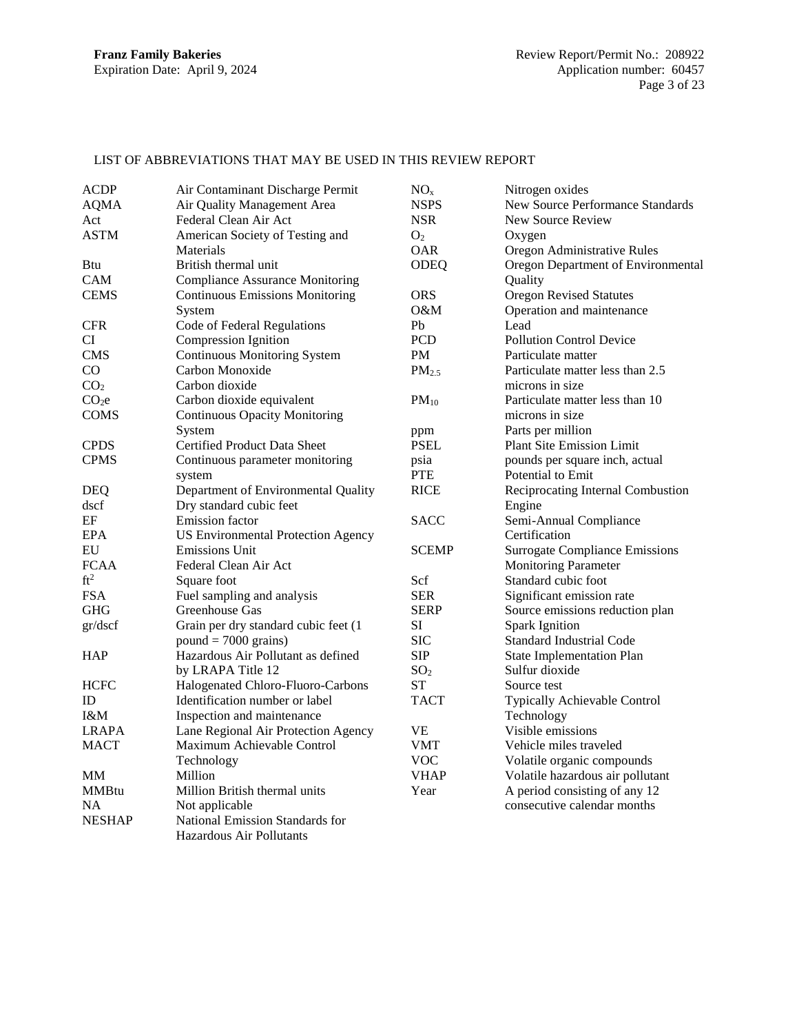LIST OF ABBREVIATIONS THAT MAY BE USED IN THIS REVIEW REPORT

| Abbreviation | Definition |
|---|---|
| ACDP | Air Contaminant Discharge Permit |
| AQMA | Air Quality Management Area |
| Act | Federal Clean Air Act |
| ASTM | American Society of Testing and Materials |
| Btu | British thermal unit |
| CAM | Compliance Assurance Monitoring |
| CEMS | Continuous Emissions Monitoring System |
| CFR | Code of Federal Regulations |
| CI | Compression Ignition |
| CMS | Continuous Monitoring System |
| CO | Carbon Monoxide |
| $CO_2$ | Carbon dioxide |
| $CO_2e$ | Carbon dioxide equivalent |
| COMS | Continuous Opacity Monitoring System |
| CPDS | Certified Product Data Sheet |
| CPMS | Continuous parameter monitoring system |
| DEQ | Department of Environmental Quality |
| dscf | Dry standard cubic feet |
| EF | Emission factor |
| EPA | US Environmental Protection Agency |
| EU | Emissions Unit |
| FCAA | Federal Clean Air Act |
| $ft^2$ | Square foot |
| FSA | Fuel sampling and analysis |
| GHG | Greenhouse Gas |
| gr/dscf | Grain per dry standard cubic feet (1 pound = 7000 grains) |
| HAP | Hazardous Air Pollutant as defined by LRAPA Title 12 |
| HCFC | Halogenated Chloro-Fluoro-Carbons |
| ID | Identification number or label |
| I&M | Inspection and maintenance |
| LRAPA | Lane Regional Air Protection Agency |
| MACT | Maximum Achievable Control Technology |
| MM | Million |
| MMBtu | Million British thermal units |
| NA | Not applicable |
| NESHAP | National Emission Standards for Hazardous Air Pollutants |
| $NO_x$ | Nitrogen oxides |
| NSPS | New Source Performance Standards |
| NSR | New Source Review |
| $O_2$ | Oxygen |
| OAR | Oregon Administrative Rules |
| ODEQ | Oregon Department of Environmental Quality |
| ORS | Oregon Revised Statutes |
| O&M | Operation and maintenance |
| Pb | Lead |
| PCD | Pollution Control Device |
| PM | Particulate matter |
| $PM_{2.5}$ | Particulate matter less than 2.5 microns in size |
| $PM_{10}$ | Particulate matter less than 10 microns in size |
| ppm | Parts per million |
| PSEL | Plant Site Emission Limit |
| psia | pounds per square inch, actual |
| PTE | Potential to Emit |
| RICE | Reciprocating Internal Combustion Engine |
| SACC | Semi-Annual Compliance Certification |
| SCEMP | Surrogate Compliance Emissions Monitoring Parameter |
| Scf | Standard cubic foot |
| SER | Significant emission rate |
| SERP | Source emissions reduction plan |
| SI | Spark Ignition |
| SIC | Standard Industrial Code |
| SIP | State Implementation Plan |
| $SO_2$ | Sulfur dioxide |
| ST | Source test |
| TACT | Typically Achievable Control Technology |
| VE | Visible emissions |
| VMT | Vehicle miles traveled |
| VOC | Volatile organic compounds |
| VHAP | Volatile hazardous air pollutant |
| Year | A period consisting of any 12 consecutive calendar months |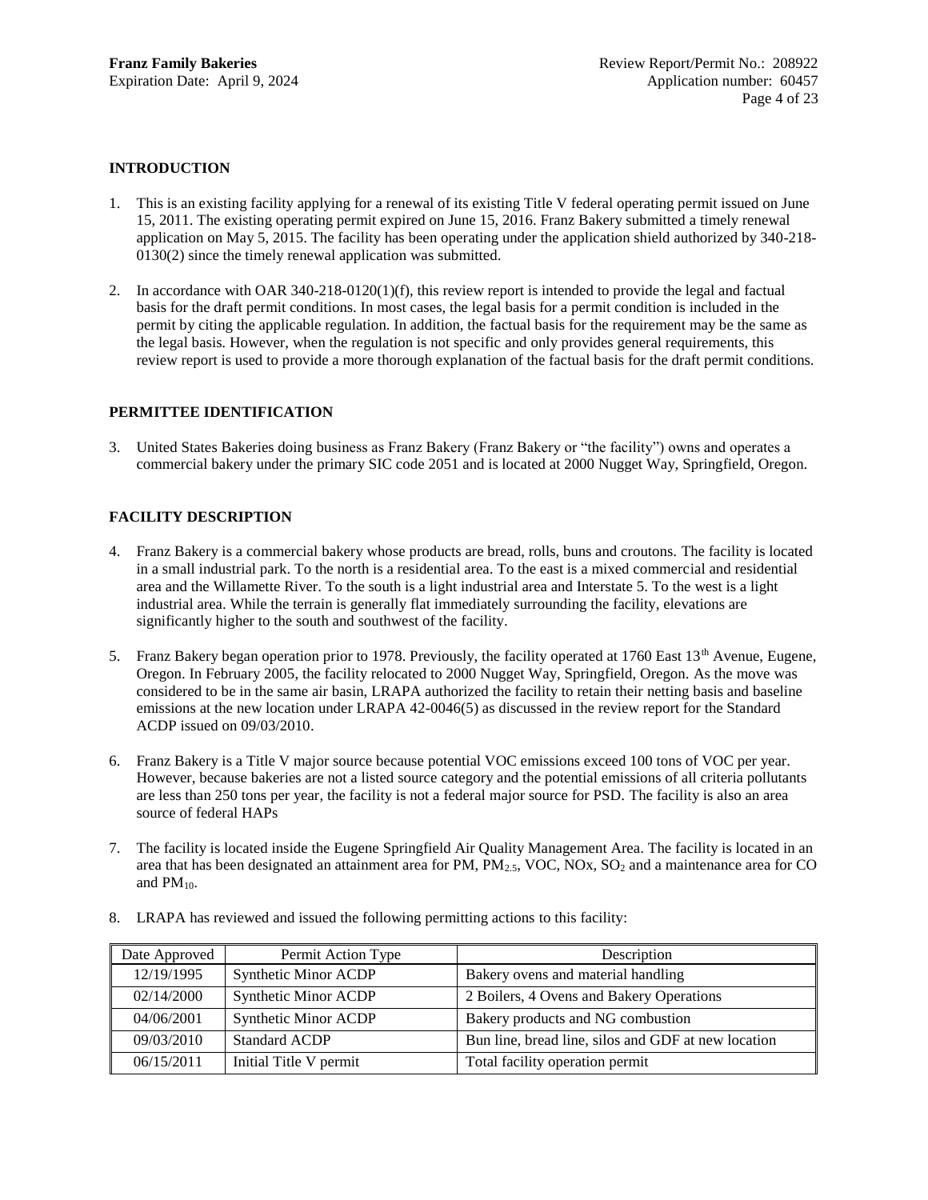## INTRODUCTION

1. This is an existing facility applying for a renewal of its existing Title V federal operating permit issued on June 15, 2011. The existing operating permit expired on June 15, 2016. Franz Bakery submitted a timely renewal application on May 5, 2015. The facility has been operating under the application shield authorized by 340-218-0130(2) since the timely renewal application was submitted.

2. In accordance with OAR 340-218-0120(1)(f), this review report is intended to provide the legal and factual basis for the draft permit conditions. In most cases, the legal basis for a permit condition is included in the permit by citing the applicable regulation. In addition, the factual basis for the requirement may be the same as the legal basis. However, when the regulation is not specific and only provides general requirements, this review report is used to provide a more thorough explanation of the factual basis for the draft permit conditions.

## PERMITTEE IDENTIFICATION

3. United States Bakeries doing business as Franz Bakery (Franz Bakery or "the facility") owns and operates a commercial bakery under the primary SIC code 2051 and is located at 2000 Nugget Way, Springfield, Oregon.

## FACILITY DESCRIPTION

4. Franz Bakery is a commercial bakery whose products are bread, rolls, buns and croutons. The facility is located in a small industrial park. To the north is a residential area. To the east is a mixed commercial and residential area and the Willamette River. To the south is a light industrial area and Interstate 5. To the west is a light industrial area. While the terrain is generally flat immediately surrounding the facility, elevations are significantly higher to the south and southwest of the facility.

5. Franz Bakery began operation prior to 1978. Previously, the facility operated at 1760 East 13th Avenue, Eugene, Oregon. In February 2005, the facility relocated to 2000 Nugget Way, Springfield, Oregon. As the move was considered to be in the same air basin, LRAPA authorized the facility to retain their netting basis and baseline emissions at the new location under LRAPA 42-0046(5) as discussed in the review report for the Standard ACDP issued on 09/03/2010.

6. Franz Bakery is a Title V major source because potential VOC emissions exceed 100 tons of VOC per year. However, because bakeries are not a listed source category and the potential emissions of all criteria pollutants are less than 250 tons per year, the facility is not a federal major source for PSD. The facility is also an area source of federal HAPs

7. The facility is located inside the Eugene Springfield Air Quality Management Area. The facility is located in an area that has been designated an attainment area for PM, $PM_{2.5}$, VOC, NOx, $SO_2$ and a maintenance area for CO and $PM_{10}$.

8. LRAPA has reviewed and issued the following permitting actions to this facility:

| Date Approved | Permit Action Type | Description |
|---|---|---|
| 12/19/1995 | Synthetic Minor ACDP | Bakery ovens and material handling |
| 02/14/2000 | Synthetic Minor ACDP | 2 Boilers, 4 Ovens and Bakery Operations |
| 04/06/2001 | Synthetic Minor ACDP | Bakery products and NG combustion |
| 09/03/2010 | Standard ACDP | Bun line, bread line, silos and GDF at new location |
| 06/15/2011 | Initial Title V permit | Total facility operation permit |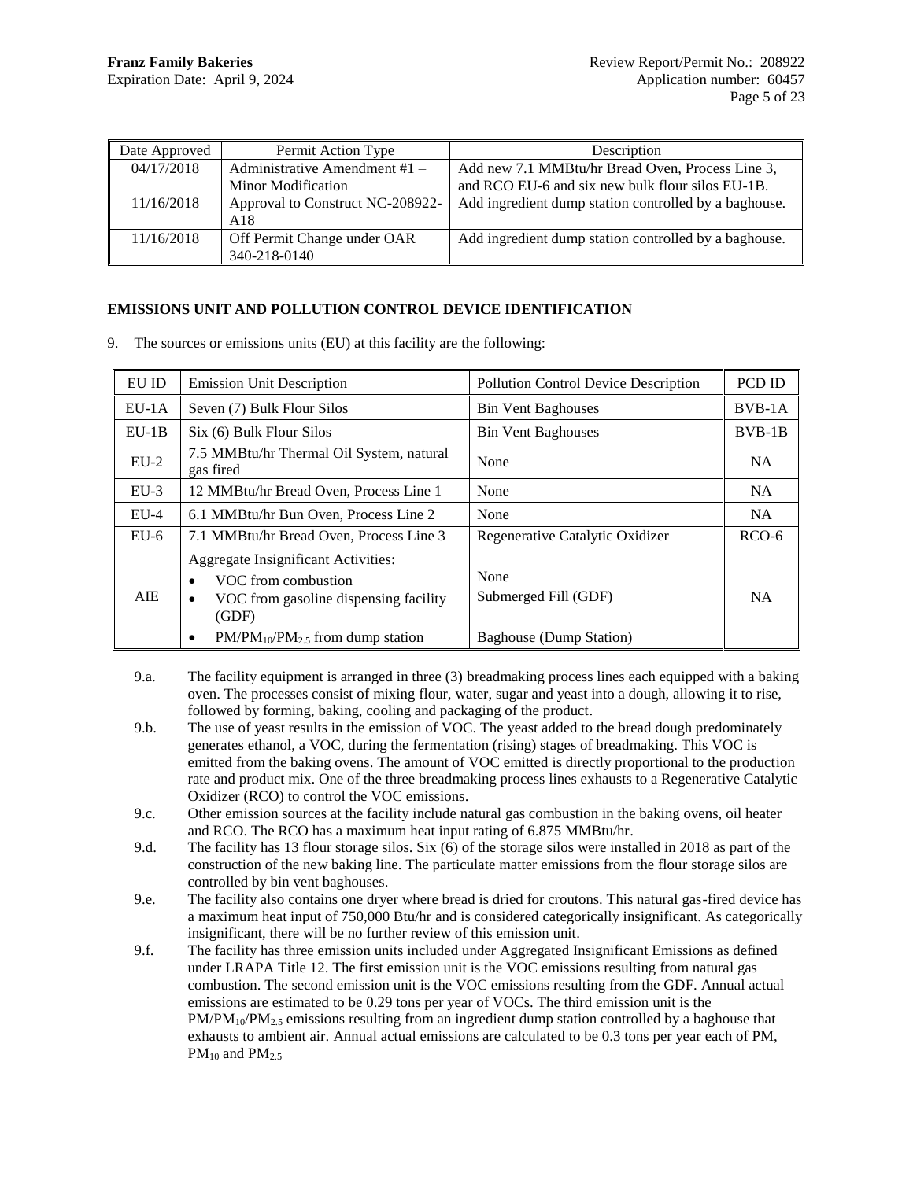| Date Approved | Permit Action Type | Description |
|---|---|---|
| 04/17/2018 | Administrative Amendment #1 – Minor Modification | Add new 7.1 MMBtu/hr Bread Oven, Process Line 3, and RCO EU-6 and six new bulk flour silos EU-1B. |
| 11/16/2018 | Approval to Construct NC-208922-A18 | Add ingredient dump station controlled by a baghouse. |
| 11/16/2018 | Off Permit Change under OAR 340-218-0140 | Add ingredient dump station controlled by a baghouse. |

**EMISSIONS UNIT AND POLLUTION CONTROL DEVICE IDENTIFICATION**

9. The sources or emissions units (EU) at this facility are the following:

| EU ID | Emission Unit Description | Pollution Control Device Description | PCD ID |
|---|---|---|---|
| EU-1A | Seven (7) Bulk Flour Silos | Bin Vent Baghouses | BVB-1A |
| EU-1B | Six (6) Bulk Flour Silos | Bin Vent Baghouses | BVB-1B |
| EU-2 | 7.5 MMBtu/hr Thermal Oil System, natural gas fired | None | NA |
| EU-3 | 12 MMBtu/hr Bread Oven, Process Line 1 | None | NA |
| EU-4 | 6.1 MMBtu/hr Bun Oven, Process Line 2 | None | NA |
| EU-6 | 7.1 MMBtu/hr Bread Oven, Process Line 3 | Regenerative Catalytic Oxidizer | RCO-6 |
| AIE | Aggregate Insignificant Activities: • VOC from combustion • VOC from gasoline dispensing facility (GDF) • $PM/PM_{10}/PM_{2.5}$ from dump station | None Submerged Fill (GDF) Baghouse (Dump Station) | NA |

9.a. The facility equipment is arranged in three (3) breadmaking process lines each equipped with a baking oven. The processes consist of mixing flour, water, sugar and yeast into a dough, allowing it to rise, followed by forming, baking, cooling and packaging of the product.

9.b. The use of yeast results in the emission of VOC. The yeast added to the bread dough predominately generates ethanol, a VOC, during the fermentation (rising) stages of breadmaking. This VOC is emitted from the baking ovens. The amount of VOC emitted is directly proportional to the production rate and product mix. One of the three breadmaking process lines exhausts to a Regenerative Catalytic Oxidizer (RCO) to control the VOC emissions.

9.c. Other emission sources at the facility include natural gas combustion in the baking ovens, oil heater and RCO. The RCO has a maximum heat input rating of 6.875 MMBtu/hr.

9.d. The facility has 13 flour storage silos. Six (6) of the storage silos were installed in 2018 as part of the construction of the new baking line. The particulate matter emissions from the flour storage silos are controlled by bin vent baghouses.

9.e. The facility also contains one dryer where bread is dried for croutons. This natural gas-fired device has a maximum heat input of 750,000 Btu/hr and is considered categorically insignificant. As categorically insignificant, there will be no further review of this emission unit.

9.f. The facility has three emission units included under Aggregated Insignificant Emissions as defined under LRAPA Title 12. The first emission unit is the VOC emissions resulting from natural gas combustion. The second emission unit is the VOC emissions resulting from the GDF. Annual actual emissions are estimated to be 0.29 tons per year of VOCs. The third emission unit is the $PM/PM_{10}/PM_{2.5}$ emissions resulting from an ingredient dump station controlled by a baghouse that exhausts to ambient air. Annual actual emissions are calculated to be 0.3 tons per year each of PM, $PM_{10}$ and $PM_{2.5}$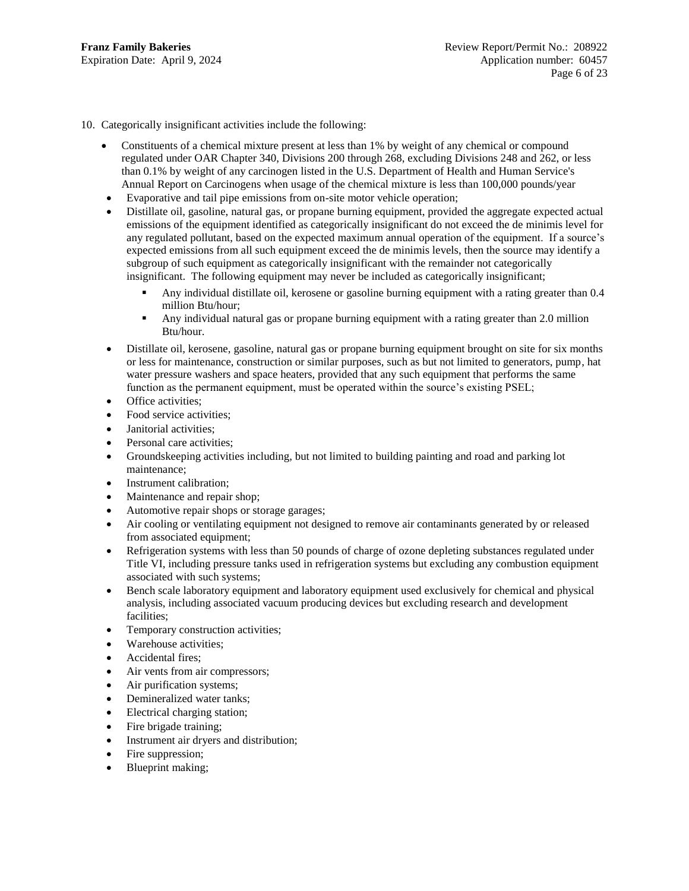10. Categorically insignificant activities include the following:

- Constituents of a chemical mixture present at less than 1% by weight of any chemical or compound regulated under OAR Chapter 340, Divisions 200 through 268, excluding Divisions 248 and 262, or less than 0.1% by weight of any carcinogen listed in the U.S. Department of Health and Human Service's Annual Report on Carcinogens when usage of the chemical mixture is less than 100,000 pounds/year
- Evaporative and tail pipe emissions from on-site motor vehicle operation;
- Distillate oil, gasoline, natural gas, or propane burning equipment, provided the aggregate expected actual emissions of the equipment identified as categorically insignificant do not exceed the de minimis level for any regulated pollutant, based on the expected maximum annual operation of the equipment. If a source's expected emissions from all such equipment exceed the de minimis levels, then the source may identify a subgroup of such equipment as categorically insignificant with the remainder not categorically insignificant. The following equipment may never be included as categorically insignificant;
  - Any individual distillate oil, kerosene or gasoline burning equipment with a rating greater than 0.4 million Btu/hour;
  - Any individual natural gas or propane burning equipment with a rating greater than 2.0 million Btu/hour.
- Distillate oil, kerosene, gasoline, natural gas or propane burning equipment brought on site for six months or less for maintenance, construction or similar purposes, such as but not limited to generators, pump, hat water pressure washers and space heaters, provided that any such equipment that performs the same function as the permanent equipment, must be operated within the source's existing PSEL;
- Office activities;
- Food service activities;
- Janitorial activities;
- Personal care activities;
- Groundskeeping activities including, but not limited to building painting and road and parking lot maintenance;
- Instrument calibration;
- Maintenance and repair shop;
- Automotive repair shops or storage garages;
- Air cooling or ventilating equipment not designed to remove air contaminants generated by or released from associated equipment;
- Refrigeration systems with less than 50 pounds of charge of ozone depleting substances regulated under Title VI, including pressure tanks used in refrigeration systems but excluding any combustion equipment associated with such systems;
- Bench scale laboratory equipment and laboratory equipment used exclusively for chemical and physical analysis, including associated vacuum producing devices but excluding research and development facilities;
- Temporary construction activities;
- Warehouse activities;
- Accidental fires;
- Air vents from air compressors;
- Air purification systems;
- Demineralized water tanks;
- Electrical charging station;
- Fire brigade training;
- Instrument air dryers and distribution;
- Fire suppression;
- Blueprint making;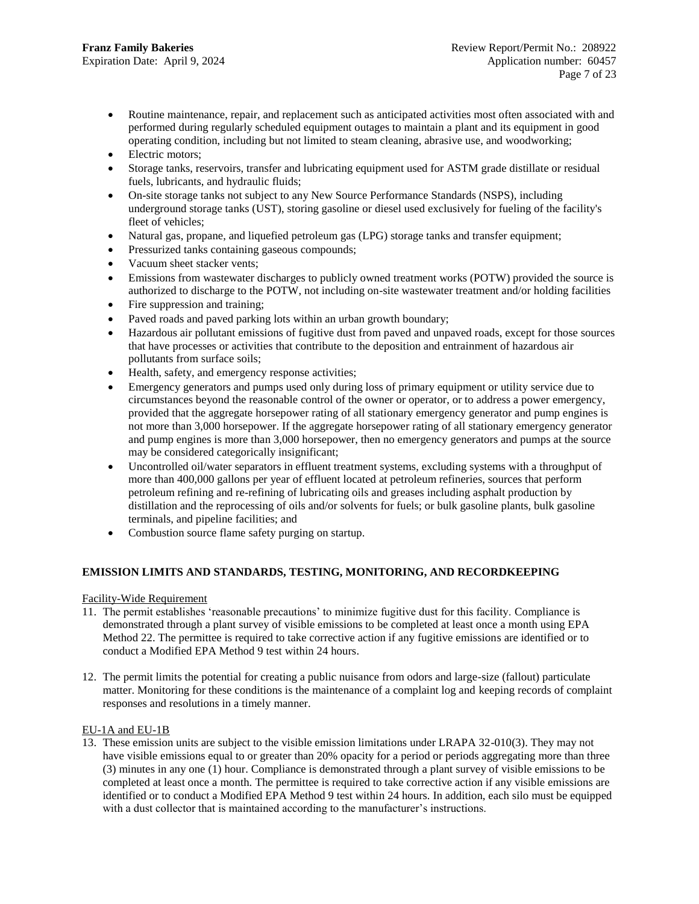- Routine maintenance, repair, and replacement such as anticipated activities most often associated with and performed during regularly scheduled equipment outages to maintain a plant and its equipment in good operating condition, including but not limited to steam cleaning, abrasive use, and woodworking;
- Electric motors;
- Storage tanks, reservoirs, transfer and lubricating equipment used for ASTM grade distillate or residual fuels, lubricants, and hydraulic fluids;
- On-site storage tanks not subject to any New Source Performance Standards (NSPS), including underground storage tanks (UST), storing gasoline or diesel used exclusively for fueling of the facility's fleet of vehicles;
- Natural gas, propane, and liquefied petroleum gas (LPG) storage tanks and transfer equipment;
- Pressurized tanks containing gaseous compounds;
- Vacuum sheet stacker vents;
- Emissions from wastewater discharges to publicly owned treatment works (POTW) provided the source is authorized to discharge to the POTW, not including on-site wastewater treatment and/or holding facilities
- Fire suppression and training;
- Paved roads and paved parking lots within an urban growth boundary;
- Hazardous air pollutant emissions of fugitive dust from paved and unpaved roads, except for those sources that have processes or activities that contribute to the deposition and entrainment of hazardous air pollutants from surface soils;
- Health, safety, and emergency response activities;
- Emergency generators and pumps used only during loss of primary equipment or utility service due to circumstances beyond the reasonable control of the owner or operator, or to address a power emergency, provided that the aggregate horsepower rating of all stationary emergency generator and pump engines is not more than 3,000 horsepower. If the aggregate horsepower rating of all stationary emergency generator and pump engines is more than 3,000 horsepower, then no emergency generators and pumps at the source may be considered categorically insignificant;
- Uncontrolled oil/water separators in effluent treatment systems, excluding systems with a throughput of more than 400,000 gallons per year of effluent located at petroleum refineries, sources that perform petroleum refining and re-refining of lubricating oils and greases including asphalt production by distillation and the reprocessing of oils and/or solvents for fuels; or bulk gasoline plants, bulk gasoline terminals, and pipeline facilities; and
- Combustion source flame safety purging on startup.

## EMISSION LIMITS AND STANDARDS, TESTING, MONITORING, AND RECORDKEEPING

Facility-Wide Requirement

11. The permit establishes 'reasonable precautions' to minimize fugitive dust for this facility. Compliance is demonstrated through a plant survey of visible emissions to be completed at least once a month using EPA Method 22. The permittee is required to take corrective action if any fugitive emissions are identified or to conduct a Modified EPA Method 9 test within 24 hours.

12. The permit limits the potential for creating a public nuisance from odors and large-size (fallout) particulate matter. Monitoring for these conditions is the maintenance of a complaint log and keeping records of complaint responses and resolutions in a timely manner.

EU-1A and EU-1B

13. These emission units are subject to the visible emission limitations under LRAPA 32-010(3). They may not have visible emissions equal to or greater than 20% opacity for a period or periods aggregating more than three (3) minutes in any one (1) hour. Compliance is demonstrated through a plant survey of visible emissions to be completed at least once a month. The permittee is required to take corrective action if any visible emissions are identified or to conduct a Modified EPA Method 9 test within 24 hours. In addition, each silo must be equipped with a dust collector that is maintained according to the manufacturer's instructions.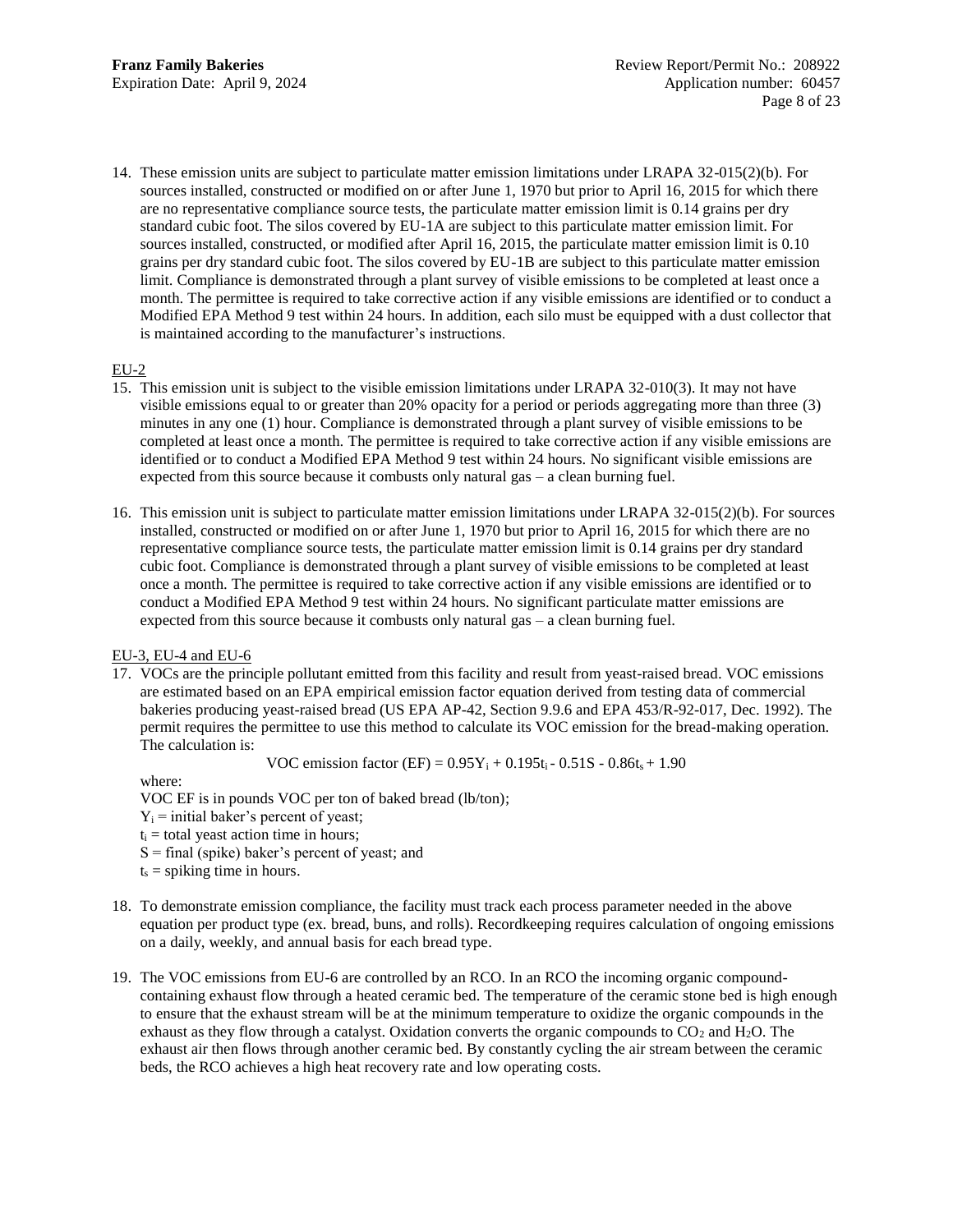14. These emission units are subject to particulate matter emission limitations under LRAPA 32-015(2)(b). For sources installed, constructed or modified on or after June 1, 1970 but prior to April 16, 2015 for which there are no representative compliance source tests, the particulate matter emission limit is 0.14 grains per dry standard cubic foot. The silos covered by EU-1A are subject to this particulate matter emission limit. For sources installed, constructed, or modified after April 16, 2015, the particulate matter emission limit is 0.10 grains per dry standard cubic foot. The silos covered by EU-1B are subject to this particulate matter emission limit. Compliance is demonstrated through a plant survey of visible emissions to be completed at least once a month. The permittee is required to take corrective action if any visible emissions are identified or to conduct a Modified EPA Method 9 test within 24 hours. In addition, each silo must be equipped with a dust collector that is maintained according to the manufacturer's instructions.

EU-2

15. This emission unit is subject to the visible emission limitations under LRAPA 32-010(3). It may not have visible emissions equal to or greater than 20% opacity for a period or periods aggregating more than three (3) minutes in any one (1) hour. Compliance is demonstrated through a plant survey of visible emissions to be completed at least once a month. The permittee is required to take corrective action if any visible emissions are identified or to conduct a Modified EPA Method 9 test within 24 hours. No significant visible emissions are expected from this source because it combusts only natural gas – a clean burning fuel.

16. This emission unit is subject to particulate matter emission limitations under LRAPA 32-015(2)(b). For sources installed, constructed or modified on or after June 1, 1970 but prior to April 16, 2015 for which there are no representative compliance source tests, the particulate matter emission limit is 0.14 grains per dry standard cubic foot. Compliance is demonstrated through a plant survey of visible emissions to be completed at least once a month. The permittee is required to take corrective action if any visible emissions are identified or to conduct a Modified EPA Method 9 test within 24 hours. No significant particulate matter emissions are expected from this source because it combusts only natural gas – a clean burning fuel.

EU-3, EU-4 and EU-6

17. VOCs are the principle pollutant emitted from this facility and result from yeast-raised bread. VOC emissions are estimated based on an EPA empirical emission factor equation derived from testing data of commercial bakeries producing yeast-raised bread (US EPA AP-42, Section 9.9.6 and EPA 453/R-92-017, Dec. 1992). The permit requires the permittee to use this method to calculate its VOC emission for the bread-making operation. The calculation is:

$$\text{VOC emission factor (EF)} = 0.95Y_i + 0.195t_i - 0.51S - 0.86t_s + 1.90$$

where:
VOC EF is in pounds VOC per ton of baked bread (lb/ton);
$Y_i$ = initial baker's percent of yeast;
$t_i$ = total yeast action time in hours;
$S$ = final (spike) baker's percent of yeast; and
$t_s$ = spiking time in hours.

18. To demonstrate emission compliance, the facility must track each process parameter needed in the above equation per product type (ex. bread, buns, and rolls). Recordkeeping requires calculation of ongoing emissions on a daily, weekly, and annual basis for each bread type.

19. The VOC emissions from EU-6 are controlled by an RCO. In an RCO the incoming organic compound-containing exhaust flow through a heated ceramic bed. The temperature of the ceramic stone bed is high enough to ensure that the exhaust stream will be at the minimum temperature to oxidize the organic compounds in the exhaust as they flow through a catalyst. Oxidation converts the organic compounds to $CO_2$ and $H_2O$. The exhaust air then flows through another ceramic bed. By constantly cycling the air stream between the ceramic beds, the RCO achieves a high heat recovery rate and low operating costs.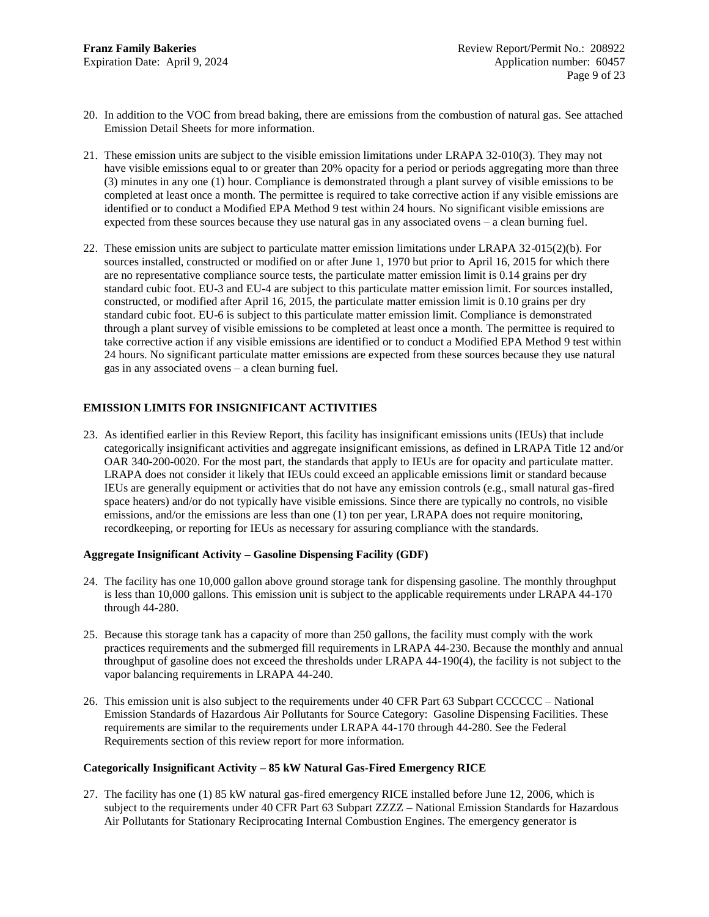20. In addition to the VOC from bread baking, there are emissions from the combustion of natural gas. See attached Emission Detail Sheets for more information.

21. These emission units are subject to the visible emission limitations under LRAPA 32-010(3). They may not have visible emissions equal to or greater than 20% opacity for a period or periods aggregating more than three (3) minutes in any one (1) hour. Compliance is demonstrated through a plant survey of visible emissions to be completed at least once a month. The permittee is required to take corrective action if any visible emissions are identified or to conduct a Modified EPA Method 9 test within 24 hours. No significant visible emissions are expected from these sources because they use natural gas in any associated ovens – a clean burning fuel.

22. These emission units are subject to particulate matter emission limitations under LRAPA 32-015(2)(b). For sources installed, constructed or modified on or after June 1, 1970 but prior to April 16, 2015 for which there are no representative compliance source tests, the particulate matter emission limit is 0.14 grains per dry standard cubic foot. EU-3 and EU-4 are subject to this particulate matter emission limit. For sources installed, constructed, or modified after April 16, 2015, the particulate matter emission limit is 0.10 grains per dry standard cubic foot. EU-6 is subject to this particulate matter emission limit. Compliance is demonstrated through a plant survey of visible emissions to be completed at least once a month. The permittee is required to take corrective action if any visible emissions are identified or to conduct a Modified EPA Method 9 test within 24 hours. No significant particulate matter emissions are expected from these sources because they use natural gas in any associated ovens – a clean burning fuel.

## EMISSION LIMITS FOR INSIGNIFICANT ACTIVITIES

23. As identified earlier in this Review Report, this facility has insignificant emissions units (IEUs) that include categorically insignificant activities and aggregate insignificant emissions, as defined in LRAPA Title 12 and/or OAR 340-200-0020. For the most part, the standards that apply to IEUs are for opacity and particulate matter. LRAPA does not consider it likely that IEUs could exceed an applicable emissions limit or standard because IEUs are generally equipment or activities that do not have any emission controls (e.g., small natural gas-fired space heaters) and/or do not typically have visible emissions. Since there are typically no controls, no visible emissions, and/or the emissions are less than one (1) ton per year, LRAPA does not require monitoring, recordkeeping, or reporting for IEUs as necessary for assuring compliance with the standards.

### Aggregate Insignificant Activity – Gasoline Dispensing Facility (GDF)

24. The facility has one 10,000 gallon above ground storage tank for dispensing gasoline. The monthly throughput is less than 10,000 gallons. This emission unit is subject to the applicable requirements under LRAPA 44-170 through 44-280.

25. Because this storage tank has a capacity of more than 250 gallons, the facility must comply with the work practices requirements and the submerged fill requirements in LRAPA 44-230. Because the monthly and annual throughput of gasoline does not exceed the thresholds under LRAPA 44-190(4), the facility is not subject to the vapor balancing requirements in LRAPA 44-240.

26. This emission unit is also subject to the requirements under 40 CFR Part 63 Subpart CCCCCC – National Emission Standards of Hazardous Air Pollutants for Source Category: Gasoline Dispensing Facilities. These requirements are similar to the requirements under LRAPA 44-170 through 44-280. See the Federal Requirements section of this review report for more information.

### Categorically Insignificant Activity – 85 kW Natural Gas-Fired Emergency RICE

27. The facility has one (1) 85 kW natural gas-fired emergency RICE installed before June 12, 2006, which is subject to the requirements under 40 CFR Part 63 Subpart ZZZZ – National Emission Standards for Hazardous Air Pollutants for Stationary Reciprocating Internal Combustion Engines. The emergency generator is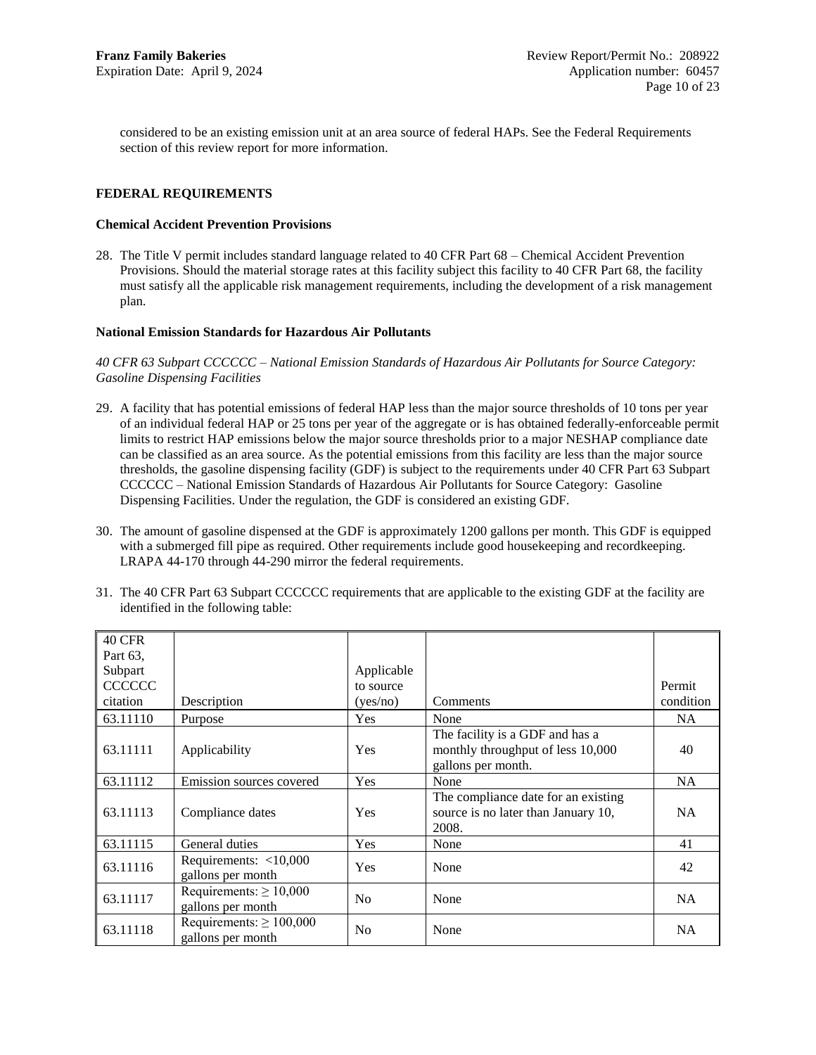considered to be an existing emission unit at an area source of federal HAPs. See the Federal Requirements section of this review report for more information.

## FEDERAL REQUIREMENTS

### Chemical Accident Prevention Provisions

28. The Title V permit includes standard language related to 40 CFR Part 68 – Chemical Accident Prevention Provisions. Should the material storage rates at this facility subject this facility to 40 CFR Part 68, the facility must satisfy all the applicable risk management requirements, including the development of a risk management plan.

### National Emission Standards for Hazardous Air Pollutants

*40 CFR 63 Subpart CCCCCC – National Emission Standards of Hazardous Air Pollutants for Source Category: Gasoline Dispensing Facilities*

29. A facility that has potential emissions of federal HAP less than the major source thresholds of 10 tons per year of an individual federal HAP or 25 tons per year of the aggregate or is has obtained federally-enforceable permit limits to restrict HAP emissions below the major source thresholds prior to a major NESHAP compliance date can be classified as an area source. As the potential emissions from this facility are less than the major source thresholds, the gasoline dispensing facility (GDF) is subject to the requirements under 40 CFR Part 63 Subpart CCCCCC – National Emission Standards of Hazardous Air Pollutants for Source Category: Gasoline Dispensing Facilities. Under the regulation, the GDF is considered an existing GDF.

30. The amount of gasoline dispensed at the GDF is approximately 1200 gallons per month. This GDF is equipped with a submerged fill pipe as required. Other requirements include good housekeeping and recordkeeping. LRAPA 44-170 through 44-290 mirror the federal requirements.

31. The 40 CFR Part 63 Subpart CCCCCC requirements that are applicable to the existing GDF at the facility are identified in the following table:

| 40 CFR Part 63, Subpart CCCCCC citation | Description | Applicable to source (yes/no) | Comments | Permit condition |
|---|---|---|---|---|
| 63.11110 | Purpose | Yes | None | NA |
| 63.11111 | Applicability | Yes | The facility is a GDF and has a monthly throughput of less 10,000 gallons per month. | 40 |
| 63.11112 | Emission sources covered | Yes | None | NA |
| 63.11113 | Compliance dates | Yes | The compliance date for an existing source is no later than January 10, 2008. | NA |
| 63.11115 | General duties | Yes | None | 41 |
| 63.11116 | Requirements: <10,000 gallons per month | Yes | None | 42 |
| 63.11117 | Requirements: ≥ 10,000 gallons per month | No | None | NA |
| 63.11118 | Requirements: ≥ 100,000 gallons per month | No | None | NA |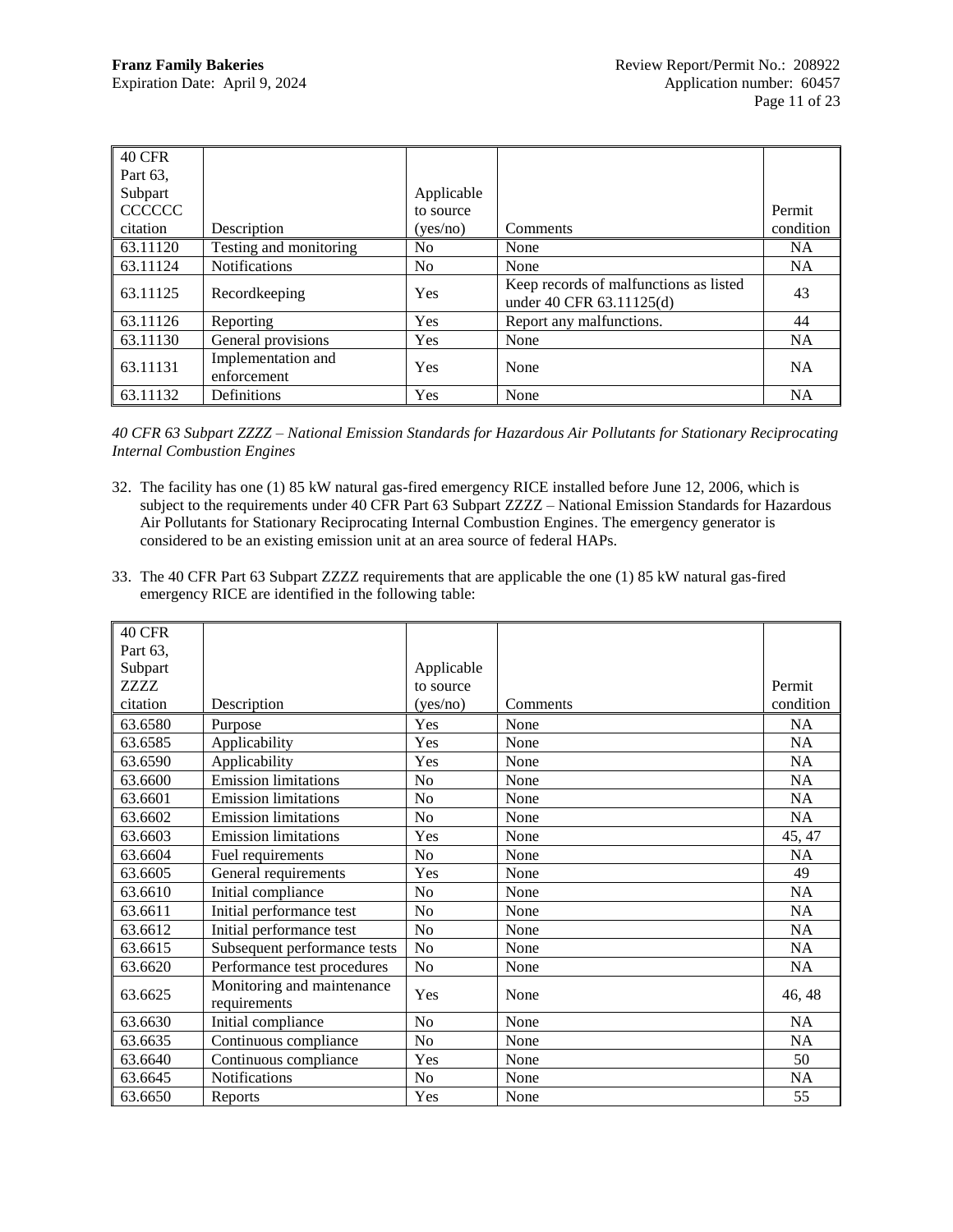| 40 CFR Part 63, Subpart CCCCCC citation | Description | Applicable to source (yes/no) | Comments | Permit condition |
|---|---|---|---|---|
| 63.11120 | Testing and monitoring | No | None | NA |
| 63.11124 | Notifications | No | None | NA |
| 63.11125 | Recordkeeping | Yes | Keep records of malfunctions as listed under 40 CFR 63.11125(d) | 43 |
| 63.11126 | Reporting | Yes | Report any malfunctions. | 44 |
| 63.11130 | General provisions | Yes | None | NA |
| 63.11131 | Implementation and enforcement | Yes | None | NA |
| 63.11132 | Definitions | Yes | None | NA |

*40 CFR 63 Subpart ZZZZ – National Emission Standards for Hazardous Air Pollutants for Stationary Reciprocating Internal Combustion Engines*

32. The facility has one (1) 85 kW natural gas-fired emergency RICE installed before June 12, 2006, which is subject to the requirements under 40 CFR Part 63 Subpart ZZZZ – National Emission Standards for Hazardous Air Pollutants for Stationary Reciprocating Internal Combustion Engines. The emergency generator is considered to be an existing emission unit at an area source of federal HAPs.

33. The 40 CFR Part 63 Subpart ZZZZ requirements that are applicable the one (1) 85 kW natural gas-fired emergency RICE are identified in the following table:

| 40 CFR Part 63, Subpart ZZZZ citation | Description | Applicable to source (yes/no) | Comments | Permit condition |
|---|---|---|---|---|
| 63.6580 | Purpose | Yes | None | NA |
| 63.6585 | Applicability | Yes | None | NA |
| 63.6590 | Applicability | Yes | None | NA |
| 63.6600 | Emission limitations | No | None | NA |
| 63.6601 | Emission limitations | No | None | NA |
| 63.6602 | Emission limitations | No | None | NA |
| 63.6603 | Emission limitations | Yes | None | 45, 47 |
| 63.6604 | Fuel requirements | No | None | NA |
| 63.6605 | General requirements | Yes | None | 49 |
| 63.6610 | Initial compliance | No | None | NA |
| 63.6611 | Initial performance test | No | None | NA |
| 63.6612 | Initial performance test | No | None | NA |
| 63.6615 | Subsequent performance tests | No | None | NA |
| 63.6620 | Performance test procedures | No | None | NA |
| 63.6625 | Monitoring and maintenance requirements | Yes | None | 46, 48 |
| 63.6630 | Initial compliance | No | None | NA |
| 63.6635 | Continuous compliance | No | None | NA |
| 63.6640 | Continuous compliance | Yes | None | 50 |
| 63.6645 | Notifications | No | None | NA |
| 63.6650 | Reports | Yes | None | 55 |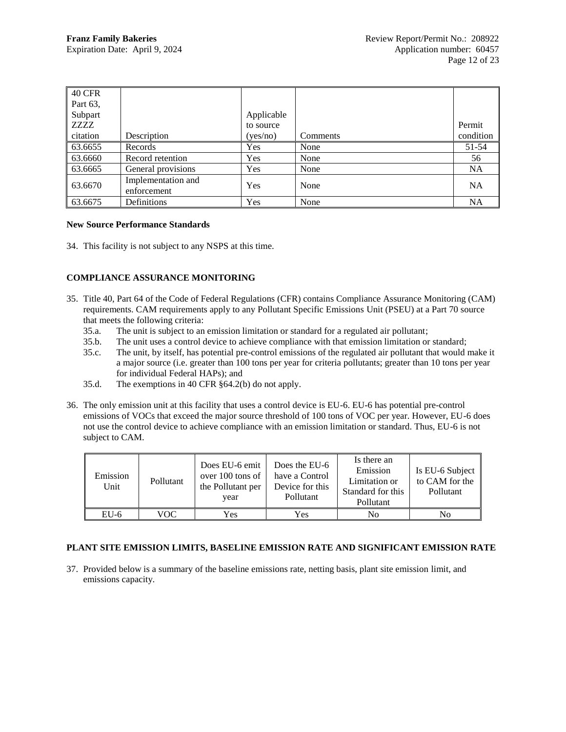| 40 CFR Part 63, Subpart ZZZZ citation | Description | Applicable to source (yes/no) | Comments | Permit condition |
|---|---|---|---|---|
| 63.6655 | Records | Yes | None | 51-54 |
| 63.6660 | Record retention | Yes | None | 56 |
| 63.6665 | General provisions | Yes | None | NA |
| 63.6670 | Implementation and enforcement | Yes | None | NA |
| 63.6675 | Definitions | Yes | None | NA |

**New Source Performance Standards**

34. This facility is not subject to any NSPS at this time.

**COMPLIANCE ASSURANCE MONITORING**

35. Title 40, Part 64 of the Code of Federal Regulations (CFR) contains Compliance Assurance Monitoring (CAM) requirements. CAM requirements apply to any Pollutant Specific Emissions Unit (PSEU) at a Part 70 source that meets the following criteria:
    - 35.a. The unit is subject to an emission limitation or standard for a regulated air pollutant;
    - 35.b. The unit uses a control device to achieve compliance with that emission limitation or standard;
    - 35.c. The unit, by itself, has potential pre-control emissions of the regulated air pollutant that would make it a major source (i.e. greater than 100 tons per year for criteria pollutants; greater than 10 tons per year for individual Federal HAPs); and
    - 35.d. The exemptions in 40 CFR §64.2(b) do not apply.

36. The only emission unit at this facility that uses a control device is EU-6. EU-6 has potential pre-control emissions of VOCs that exceed the major source threshold of 100 tons of VOC per year. However, EU-6 does not use the control device to achieve compliance with an emission limitation or standard. Thus, EU-6 is not subject to CAM.

| Emission Unit | Pollutant | Does EU-6 emit over 100 tons of the Pollutant per year | Does the EU-6 have a Control Device for this Pollutant | Is there an Emission Limitation or Standard for this Pollutant | Is EU-6 Subject to CAM for the Pollutant |
|---|---|---|---|---|---|
| EU-6 | VOC | Yes | Yes | No | No |

**PLANT SITE EMISSION LIMITS, BASELINE EMISSION RATE AND SIGNIFICANT EMISSION RATE**

37. Provided below is a summary of the baseline emissions rate, netting basis, plant site emission limit, and emissions capacity.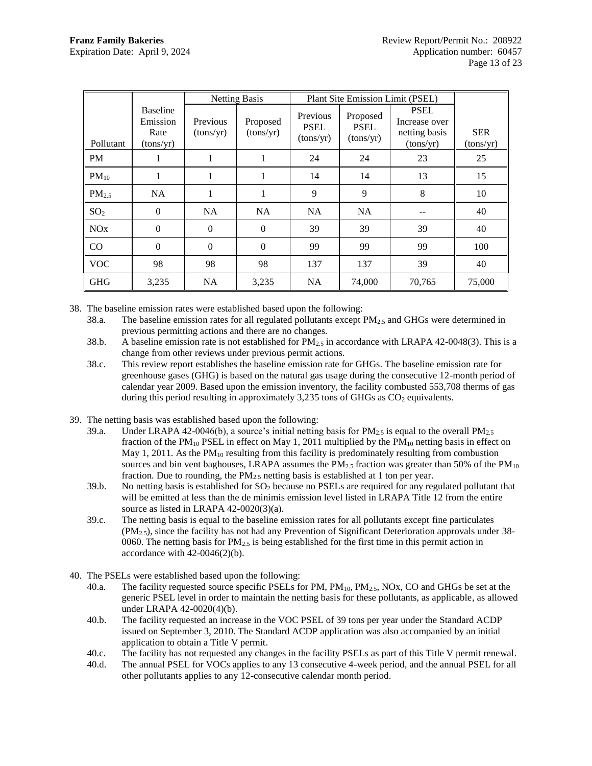| Pollutant | Baseline Emission Rate (tons/yr) | Netting Basis | | Plant Site Emission Limit (PSEL) | | | SER (tons/yr) |
|---|---|---|---|---|---|---|---|
| | | Previous (tons/yr) | Proposed (tons/yr) | Previous PSEL (tons/yr) | Proposed PSEL (tons/yr) | PSEL Increase over netting basis (tons/yr) | |
| PM | 1 | 1 | 1 | 24 | 24 | 23 | 25 |
| $PM_{10}$ | 1 | 1 | 1 | 14 | 14 | 13 | 15 |
| $PM_{2.5}$ | NA | 1 | 1 | 9 | 9 | 8 | 10 |
| $SO_2$ | 0 | NA | NA | NA | NA | -- | 40 |
| NOx | 0 | 0 | 0 | 39 | 39 | 39 | 40 |
| CO | 0 | 0 | 0 | 99 | 99 | 99 | 100 |
| VOC | 98 | 98 | 98 | 137 | 137 | 39 | 40 |
| GHG | 3,235 | NA | 3,235 | NA | 74,000 | 70,765 | 75,000 |

38. The baseline emission rates were established based upon the following:
    - 38.a. The baseline emission rates for all regulated pollutants except $PM_{2.5}$ and GHGs were determined in previous permitting actions and there are no changes.
    - 38.b. A baseline emission rate is not established for $PM_{2.5}$ in accordance with LRAPA 42-0048(3). This is a change from other reviews under previous permit actions.
    - 38.c. This review report establishes the baseline emission rate for GHGs. The baseline emission rate for greenhouse gases (GHG) is based on the natural gas usage during the consecutive 12-month period of calendar year 2009. Based upon the emission inventory, the facility combusted 553,708 therms of gas during this period resulting in approximately 3,235 tons of GHGs as $CO_2$ equivalents.

39. The netting basis was established based upon the following:
    - 39.a. Under LRAPA 42-0046(b), a source's initial netting basis for $PM_{2.5}$ is equal to the overall $PM_{2.5}$ fraction of the $PM_{10}$ PSEL in effect on May 1, 2011 multiplied by the $PM_{10}$ netting basis in effect on May 1, 2011. As the $PM_{10}$ resulting from this facility is predominately resulting from combustion sources and bin vent baghouses, LRAPA assumes the $PM_{2.5}$ fraction was greater than 50% of the $PM_{10}$ fraction. Due to rounding, the $PM_{2.5}$ netting basis is established at 1 ton per year.
    - 39.b. No netting basis is established for $SO_2$ because no PSELs are required for any regulated pollutant that will be emitted at less than the de minimis emission level listed in LRAPA Title 12 from the entire source as listed in LRAPA 42-0020(3)(a).
    - 39.c. The netting basis is equal to the baseline emission rates for all pollutants except fine particulates ($PM_{2.5}$), since the facility has not had any Prevention of Significant Deterioration approvals under 38-0060. The netting basis for $PM_{2.5}$ is being established for the first time in this permit action in accordance with 42-0046(2)(b).

40. The PSELs were established based upon the following:
    - 40.a. The facility requested source specific PSELs for PM, $PM_{10}$, $PM_{2.5}$, NOx, CO and GHGs be set at the generic PSEL level in order to maintain the netting basis for these pollutants, as applicable, as allowed under LRAPA 42-0020(4)(b).
    - 40.b. The facility requested an increase in the VOC PSEL of 39 tons per year under the Standard ACDP issued on September 3, 2010. The Standard ACDP application was also accompanied by an initial application to obtain a Title V permit.
    - 40.c. The facility has not requested any changes in the facility PSELs as part of this Title V permit renewal.
    - 40.d. The annual PSEL for VOCs applies to any 13 consecutive 4-week period, and the annual PSEL for all other pollutants applies to any 12-consecutive calendar month period.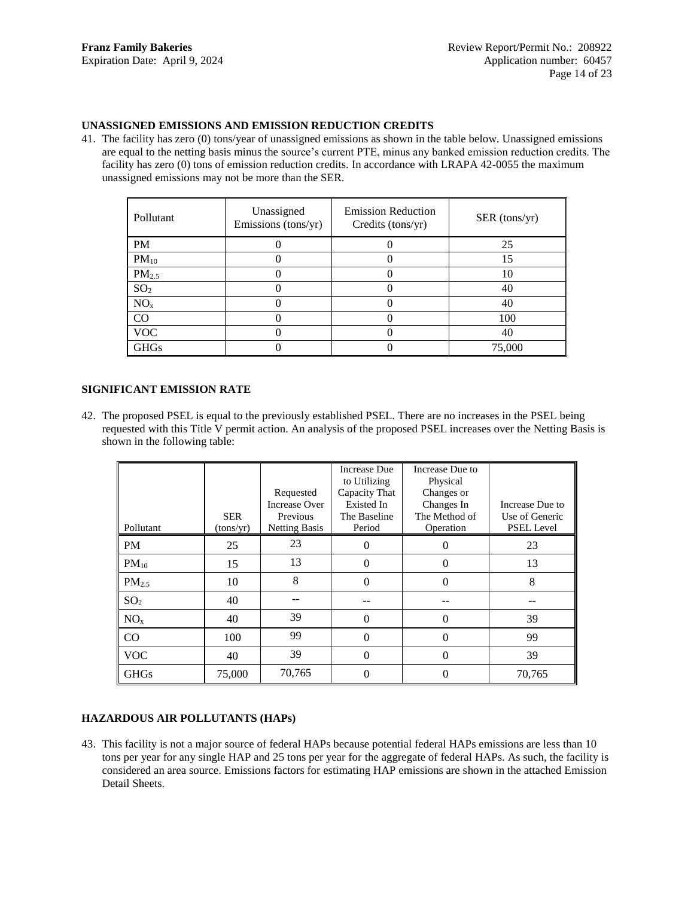## UNASSIGNED EMISSIONS AND EMISSION REDUCTION CREDITS

41. The facility has zero (0) tons/year of unassigned emissions as shown in the table below. Unassigned emissions are equal to the netting basis minus the source's current PTE, minus any banked emission reduction credits. The facility has zero (0) tons of emission reduction credits. In accordance with LRAPA 42-0055 the maximum unassigned emissions may not be more than the SER.

| Pollutant | Unassigned Emissions (tons/yr) | Emission Reduction Credits (tons/yr) | SER (tons/yr) |
|---|---|---|---|
| PM | 0 | 0 | 25 |
| $PM_{10}$ | 0 | 0 | 15 |
| $PM_{2.5}$ | 0 | 0 | 10 |
| $SO_2$ | 0 | 0 | 40 |
| $NO_x$ | 0 | 0 | 40 |
| CO | 0 | 0 | 100 |
| VOC | 0 | 0 | 40 |
| GHGs | 0 | 0 | 75,000 |

## SIGNIFICANT EMISSION RATE

42. The proposed PSEL is equal to the previously established PSEL. There are no increases in the PSEL being requested with this Title V permit action. An analysis of the proposed PSEL increases over the Netting Basis is shown in the following table:

| Pollutant | SER (tons/yr) | Requested Increase Over Previous Netting Basis | Increase Due to Utilizing Capacity That Existed In The Baseline Period | Increase Due to Physical Changes or Changes In The Method of Operation | Increase Due to Use of Generic PSEL Level |
|---|---|---|---|---|---|
| PM | 25 | 23 | 0 | 0 | 23 |
| $PM_{10}$ | 15 | 13 | 0 | 0 | 13 |
| $PM_{2.5}$ | 10 | 8 | 0 | 0 | 8 |
| $SO_2$ | 40 | -- | -- | -- | -- |
| $NO_x$ | 40 | 39 | 0 | 0 | 39 |
| CO | 100 | 99 | 0 | 0 | 99 |
| VOC | 40 | 39 | 0 | 0 | 39 |
| GHGs | 75,000 | 70,765 | 0 | 0 | 70,765 |

## HAZARDOUS AIR POLLUTANTS (HAPs)

43. This facility is not a major source of federal HAPs because potential federal HAPs emissions are less than 10 tons per year for any single HAP and 25 tons per year for the aggregate of federal HAPs. As such, the facility is considered an area source. Emissions factors for estimating HAP emissions are shown in the attached Emission Detail Sheets.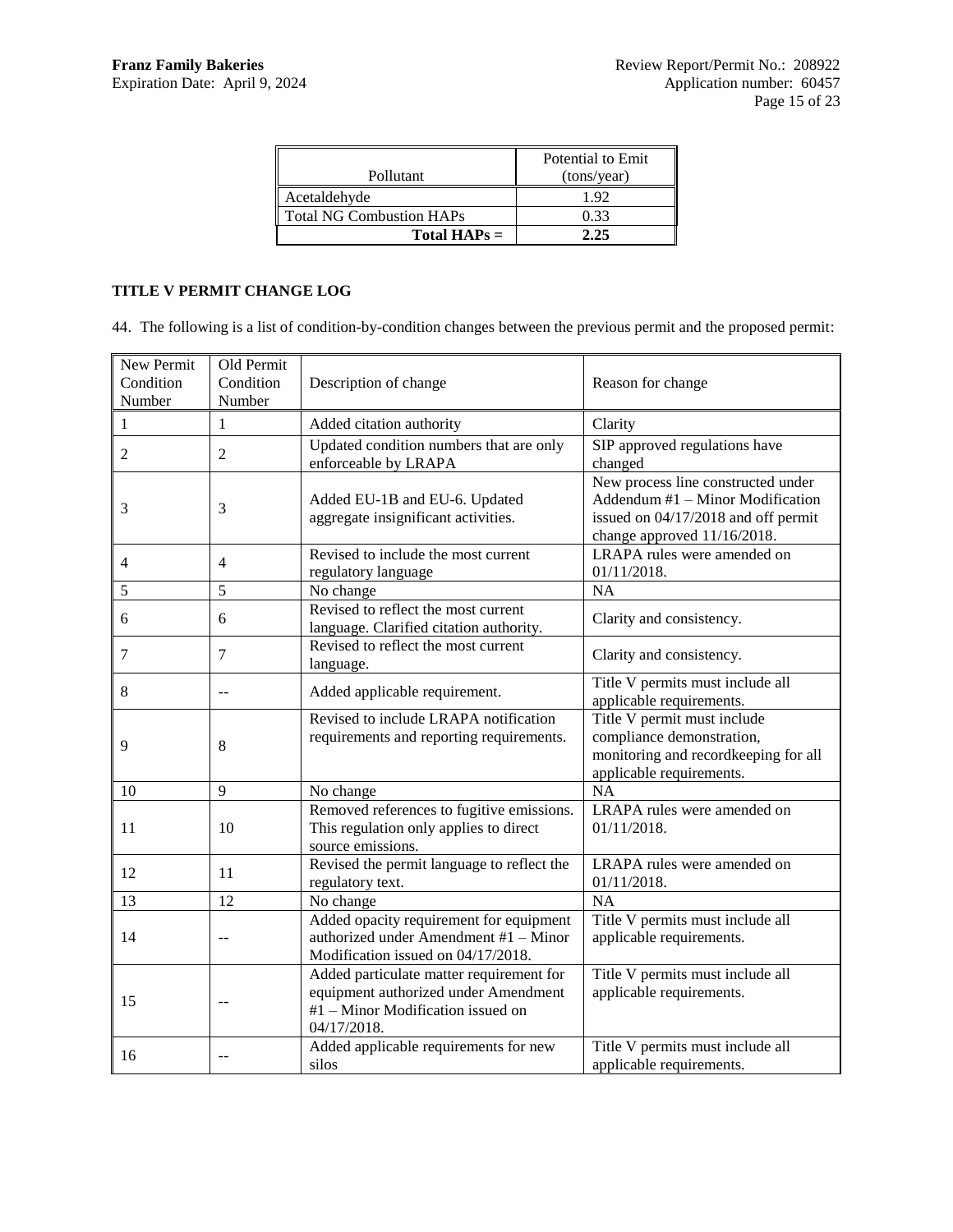| Pollutant | Potential to Emit (tons/year) |
|---|---|
| Acetaldehyde | 1.92 |
| Total NG Combustion HAPs | 0.33 |
| **Total HAPs =** | **2.25** |

**TITLE V PERMIT CHANGE LOG**

44. The following is a list of condition-by-condition changes between the previous permit and the proposed permit:

| New Permit Condition Number | Old Permit Condition Number | Description of change | Reason for change |
|---|---|---|---|
| 1 | 1 | Added citation authority | Clarity |
| 2 | 2 | Updated condition numbers that are only enforceable by LRAPA | SIP approved regulations have changed |
| 3 | 3 | Added EU-1B and EU-6. Updated aggregate insignificant activities. | New process line constructed under Addendum #1 – Minor Modification issued on 04/17/2018 and off permit change approved 11/16/2018. |
| 4 | 4 | Revised to include the most current regulatory language | LRAPA rules were amended on 01/11/2018. |
| 5 | 5 | No change | NA |
| 6 | 6 | Revised to reflect the most current language. Clarified citation authority. | Clarity and consistency. |
| 7 | 7 | Revised to reflect the most current language. | Clarity and consistency. |
| 8 | -- | Added applicable requirement. | Title V permits must include all applicable requirements. |
| 9 | 8 | Revised to include LRAPA notification requirements and reporting requirements. | Title V permit must include compliance demonstration, monitoring and recordkeeping for all applicable requirements. |
| 10 | 9 | No change | NA |
| 11 | 10 | Removed references to fugitive emissions. This regulation only applies to direct source emissions. | LRAPA rules were amended on 01/11/2018. |
| 12 | 11 | Revised the permit language to reflect the regulatory text. | LRAPA rules were amended on 01/11/2018. |
| 13 | 12 | No change | NA |
| 14 | -- | Added opacity requirement for equipment authorized under Amendment #1 – Minor Modification issued on 04/17/2018. | Title V permits must include all applicable requirements. |
| 15 | -- | Added particulate matter requirement for equipment authorized under Amendment #1 – Minor Modification issued on 04/17/2018. | Title V permits must include all applicable requirements. |
| 16 | -- | Added applicable requirements for new silos | Title V permits must include all applicable requirements. |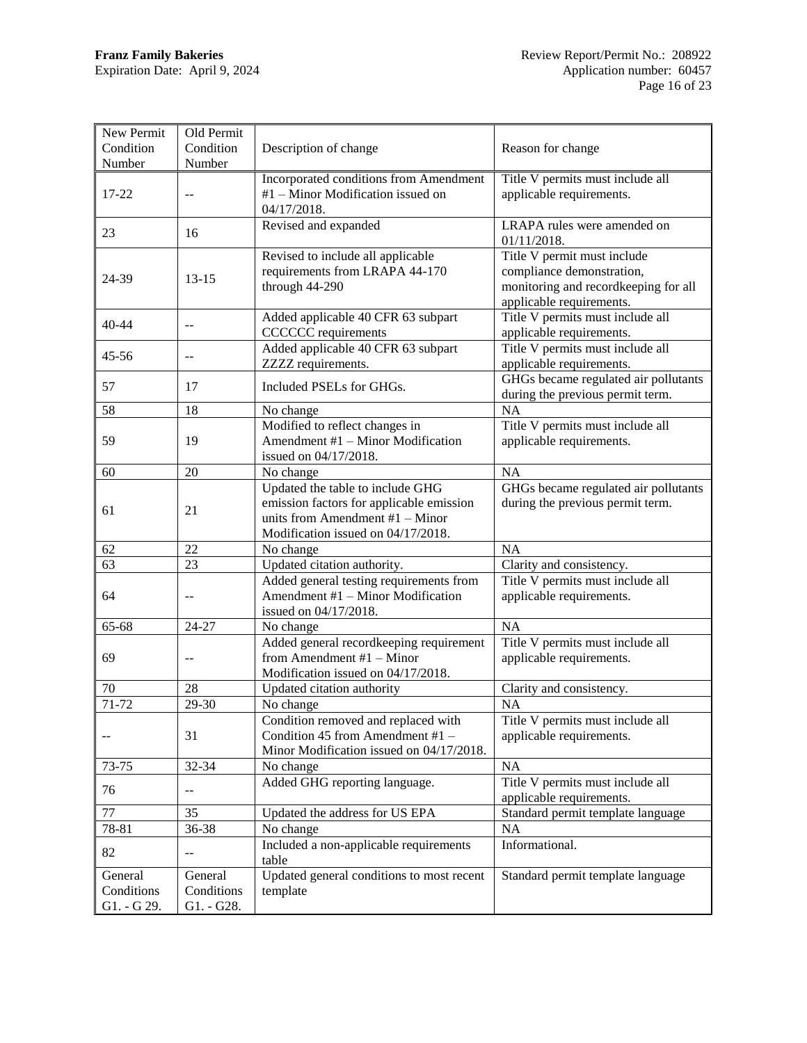| New Permit Condition Number | Old Permit Condition Number | Description of change | Reason for change |
|---|---|---|---|
| 17-22 | -- | Incorporated conditions from Amendment #1 – Minor Modification issued on 04/17/2018. | Title V permits must include all applicable requirements. |
| 23 | 16 | Revised and expanded | LRAPA rules were amended on 01/11/2018. |
| 24-39 | 13-15 | Revised to include all applicable requirements from LRAPA 44-170 through 44-290 | Title V permit must include compliance demonstration, monitoring and recordkeeping for all applicable requirements. |
| 40-44 | -- | Added applicable 40 CFR 63 subpart CCCCCC requirements | Title V permits must include all applicable requirements. |
| 45-56 | -- | Added applicable 40 CFR 63 subpart ZZZZ requirements. | Title V permits must include all applicable requirements. |
| 57 | 17 | Included PSELs for GHGs. | GHGs became regulated air pollutants during the previous permit term. |
| 58 | 18 | No change | NA |
| 59 | 19 | Modified to reflect changes in Amendment #1 – Minor Modification issued on 04/17/2018. | Title V permits must include all applicable requirements. |
| 60 | 20 | No change | NA |
| 61 | 21 | Updated the table to include GHG emission factors for applicable emission units from Amendment #1 – Minor Modification issued on 04/17/2018. | GHGs became regulated air pollutants during the previous permit term. |
| 62 | 22 | No change | NA |
| 63 | 23 | Updated citation authority. | Clarity and consistency. |
| 64 | -- | Added general testing requirements from Amendment #1 – Minor Modification issued on 04/17/2018. | Title V permits must include all applicable requirements. |
| 65-68 | 24-27 | No change | NA |
| 69 | -- | Added general recordkeeping requirement from Amendment #1 – Minor Modification issued on 04/17/2018. | Title V permits must include all applicable requirements. |
| 70 | 28 | Updated citation authority | Clarity and consistency. |
| 71-72 | 29-30 | No change | NA |
| -- | 31 | Condition removed and replaced with Condition 45 from Amendment #1 – Minor Modification issued on 04/17/2018. | Title V permits must include all applicable requirements. |
| 73-75 | 32-34 | No change | NA |
| 76 | -- | Added GHG reporting language. | Title V permits must include all applicable requirements. |
| 77 | 35 | Updated the address for US EPA | Standard permit template language |
| 78-81 | 36-38 | No change | NA |
| 82 | -- | Included a non-applicable requirements table | Informational. |
| General Conditions G1. - G 29. | General Conditions G1. - G28. | Updated general conditions to most recent template | Standard permit template language |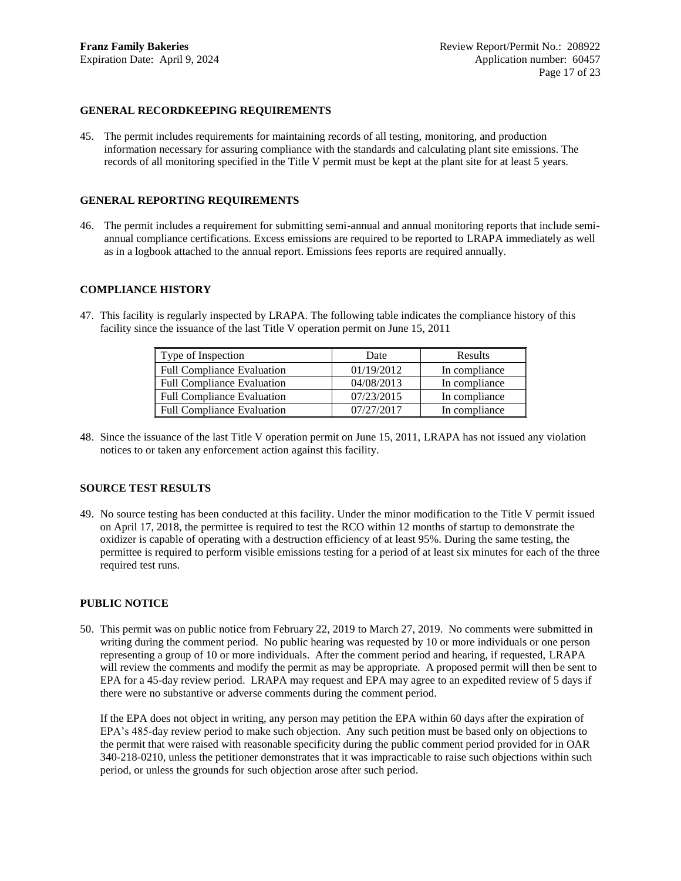### GENERAL RECORDKEEPING REQUIREMENTS

45. The permit includes requirements for maintaining records of all testing, monitoring, and production information necessary for assuring compliance with the standards and calculating plant site emissions. The records of all monitoring specified in the Title V permit must be kept at the plant site for at least 5 years.

### GENERAL REPORTING REQUIREMENTS

46. The permit includes a requirement for submitting semi-annual and annual monitoring reports that include semi-annual compliance certifications. Excess emissions are required to be reported to LRAPA immediately as well as in a logbook attached to the annual report. Emissions fees reports are required annually.

### COMPLIANCE HISTORY

47. This facility is regularly inspected by LRAPA. The following table indicates the compliance history of this facility since the issuance of the last Title V operation permit on June 15, 2011

| Type of Inspection | Date | Results |
|---|---|---|
| Full Compliance Evaluation | 01/19/2012 | In compliance |
| Full Compliance Evaluation | 04/08/2013 | In compliance |
| Full Compliance Evaluation | 07/23/2015 | In compliance |
| Full Compliance Evaluation | 07/27/2017 | In compliance |

48. Since the issuance of the last Title V operation permit on June 15, 2011, LRAPA has not issued any violation notices to or taken any enforcement action against this facility.

### SOURCE TEST RESULTS

49. No source testing has been conducted at this facility. Under the minor modification to the Title V permit issued on April 17, 2018, the permittee is required to test the RCO within 12 months of startup to demonstrate the oxidizer is capable of operating with a destruction efficiency of at least 95%. During the same testing, the permittee is required to perform visible emissions testing for a period of at least six minutes for each of the three required test runs.

### PUBLIC NOTICE

50. This permit was on public notice from February 22, 2019 to March 27, 2019. No comments were submitted in writing during the comment period. No public hearing was requested by 10 or more individuals or one person representing a group of 10 or more individuals. After the comment period and hearing, if requested, LRAPA will review the comments and modify the permit as may be appropriate. A proposed permit will then be sent to EPA for a 45-day review period. LRAPA may request and EPA may agree to an expedited review of 5 days if there were no substantive or adverse comments during the comment period.

    If the EPA does not object in writing, any person may petition the EPA within 60 days after the expiration of EPA's 485-day review period to make such objection. Any such petition must be based only on objections to the permit that were raised with reasonable specificity during the public comment period provided for in OAR 340-218-0210, unless the petitioner demonstrates that it was impracticable to raise such objections within such period, or unless the grounds for such objection arose after such period.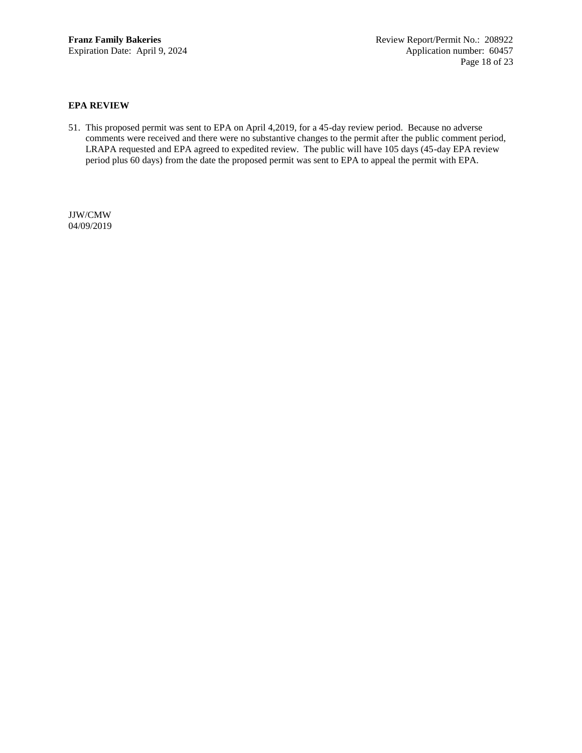## EPA REVIEW

51. This proposed permit was sent to EPA on April 4,2019, for a 45-day review period. Because no adverse comments were received and there were no substantive changes to the permit after the public comment period, LRAPA requested and EPA agreed to expedited review. The public will have 105 days (45-day EPA review period plus 60 days) from the date the proposed permit was sent to EPA to appeal the permit with EPA.

JJW/CMW
04/09/2019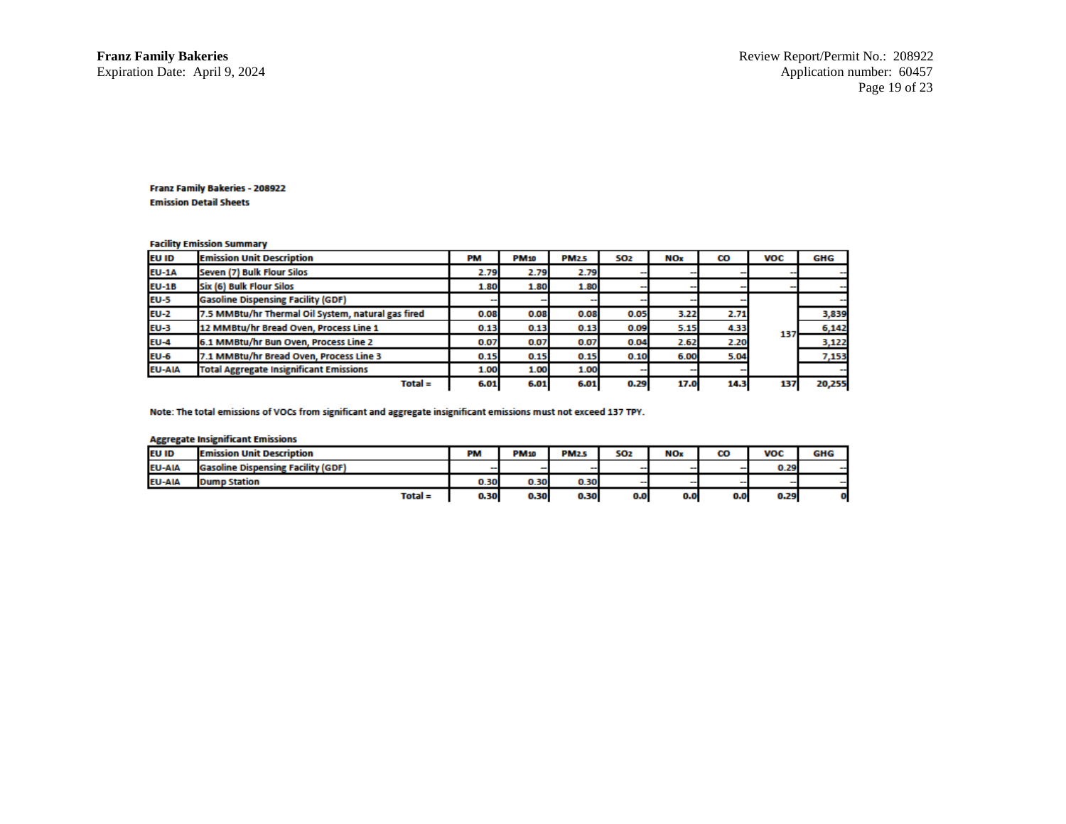**Franz Family Bakeries - 208922**
**Emission Detail Sheets**

**Facility Emission Summary**

| EU ID | Emission Unit Description | PM | $PM_{10}$ | $PM_{2.5}$ | $SO_2$ | $NO_x$ | CO | VOC | GHG |
|---|---|---|---|---|---|---|---|---|---|
| EU-1A | Seven (7) Bulk Flour Silos | 2.79 | 2.79 | 2.79 | -- | -- | -- | -- | -- |
| EU-1B | Six (6) Bulk Flour Silos | 1.80 | 1.80 | 1.80 | -- | -- | -- | -- | -- |
| EU-5 | Gasoline Dispensing Facility (GDF) | -- | -- | -- | -- | -- | -- | 137 | -- |
| EU-2 | 7.5 MMBtu/hr Thermal Oil System, natural gas fired | 0.08 | 0.08 | 0.08 | 0.05 | 3.22 | 2.71 | | 3,839 |
| EU-3 | 12 MMBtu/hr Bread Oven, Process Line 1 | 0.13 | 0.13 | 0.13 | 0.09 | 5.15 | 4.33 | | 6,142 |
| EU-4 | 6.1 MMBtu/hr Bun Oven, Process Line 2 | 0.07 | 0.07 | 0.07 | 0.04 | 2.62 | 2.20 | | 3,122 |
| EU-6 | 7.1 MMBtu/hr Bread Oven, Process Line 3 | 0.15 | 0.15 | 0.15 | 0.10 | 6.00 | 5.04 | | 7,153 |
| EU-AIA | Total Aggregate Insignificant Emissions | 1.00 | 1.00 | 1.00 | -- | -- | -- | | -- |
| | Total = | 6.01 | 6.01 | 6.01 | 0.29 | 17.0 | 14.3 | 137 | 20,255 |

Note: The total emissions of VOCs from significant and aggregate insignificant emissions must not exceed 137 TPY.

**Aggregate Insignificant Emissions**

| EU ID | Emission Unit Description | PM | $PM_{10}$ | $PM_{2.5}$ | $SO_2$ | $NO_x$ | CO | VOC | GHG |
|---|---|---|---|---|---|---|---|---|---|
| EU-AIA | Gasoline Dispensing Facility (GDF) | -- | -- | -- | -- | -- | -- | 0.29 | -- |
| EU-AIA | Dump Station | 0.30 | 0.30 | 0.30 | -- | -- | -- | -- | -- |
| | Total = | 0.30 | 0.30 | 0.30 | 0.0 | 0.0 | 0.0 | 0.29 | 0 |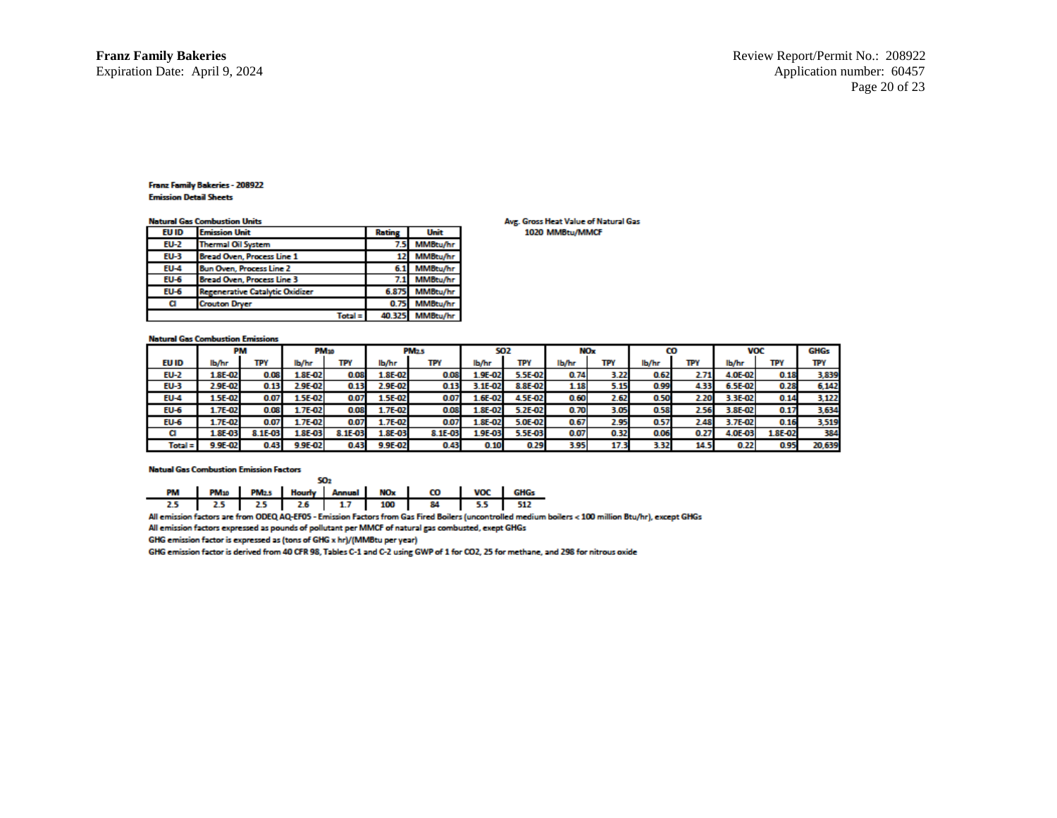**Franz Family Bakeries - 208922**
**Emission Detail Sheets**

**Natural Gas Combustion Units**

| EU ID | Emission Unit | Rating | Unit |
|---|---|---|---|
| EU-2 | Thermal Oil System | 7.5 | MMBtu/hr |
| EU-3 | Bread Oven, Process Line 1 | 12 | MMBtu/hr |
| EU-4 | Bun Oven, Process Line 2 | 6.1 | MMBtu/hr |
| EU-6 | Bread Oven, Process Line 3 | 7.1 | MMBtu/hr |
| EU-6 | Regenerative Catalytic Oxidizer | 6.875 | MMBtu/hr |
| CI | Crouton Dryer | 0.75 | MMBtu/hr |
| | Total = | 40.325 | MMBtu/hr |

Avg. Gross Heat Value of Natural Gas
1020 MMBtu/MMCF

**Natural Gas Combustion Emissions**

| EU ID | PM | | $PM_{10}$ | | $PM_{2.5}$ | | SO2 | | NOx | | CO | | VOC | | GHGs |
|---|---|---|---|---|---|---|---|---|---|---|---|---|---|---|---|
| | lb/hr | TPY | lb/hr | TPY | lb/hr | TPY | lb/hr | TPY | lb/hr | TPY | lb/hr | TPY | lb/hr | TPY | TPY |
| EU-2 | 1.8E-02 | 0.08 | 1.8E-02 | 0.08 | 1.8E-02 | 0.08 | 1.9E-02 | 5.5E-02 | 0.74 | 3.22 | 0.62 | 2.71 | 4.0E-02 | 0.18 | 3,839 |
| EU-3 | 2.9E-02 | 0.13 | 2.9E-02 | 0.13 | 2.9E-02 | 0.13 | 3.1E-02 | 8.8E-02 | 1.18 | 5.15 | 0.99 | 4.33 | 6.5E-02 | 0.28 | 6,142 |
| EU-4 | 1.5E-02 | 0.07 | 1.5E-02 | 0.07 | 1.5E-02 | 0.07 | 1.6E-02 | 4.5E-02 | 0.60 | 2.62 | 0.50 | 2.20 | 3.3E-02 | 0.14 | 3,122 |
| EU-6 | 1.7E-02 | 0.08 | 1.7E-02 | 0.08 | 1.7E-02 | 0.08 | 1.8E-02 | 5.2E-02 | 0.70 | 3.05 | 0.58 | 2.56 | 3.8E-02 | 0.17 | 3,634 |
| EU-6 | 1.7E-02 | 0.07 | 1.7E-02 | 0.07 | 1.7E-02 | 0.07 | 1.8E-02 | 5.0E-02 | 0.67 | 2.95 | 0.57 | 2.48 | 3.7E-02 | 0.16 | 3,519 |
| CI | 1.8E-03 | 8.1E-03 | 1.8E-03 | 8.1E-03 | 1.8E-03 | 8.1E-03 | 1.9E-03 | 5.5E-03 | 0.07 | 0.32 | 0.06 | 0.27 | 4.0E-03 | 1.8E-02 | 384 |
| Total = | 9.9E-02 | 0.43 | 9.9E-02 | 0.43 | 9.9E-02 | 0.43 | 0.10 | 0.29 | 3.95 | 17.3 | 3.32 | 14.5 | 0.22 | 0.95 | 20,639 |

**Natual Gas Combustion Emission Factors**

| PM | $PM_{10}$ | $PM_{2.5}$ | $SO_2$ Hourly | $SO_2$ Annual | NOx | CO | VOC | GHGs |
|---|---|---|---|---|---|---|---|---|
| 2.5 | 2.5 | 2.5 | 2.6 | 1.7 | 100 | 84 | 5.5 | 512 |

All emission factors are from ODEQ AQ-EF05 - Emission Factors from Gas Fired Boilers (uncontrolled medium boilers < 100 million Btu/hr), except GHGs

All emission factors expressed as pounds of pollutant per MMCF of natural gas combusted, exept GHGs

GHG emission factor is expressed as (tons of GHG x hr)/(MMBtu per year)

GHG emission factor is derived from 40 CFR 98, Tables C-1 and C-2 using GWP of 1 for CO2, 25 for methane, and 298 for nitrous oxide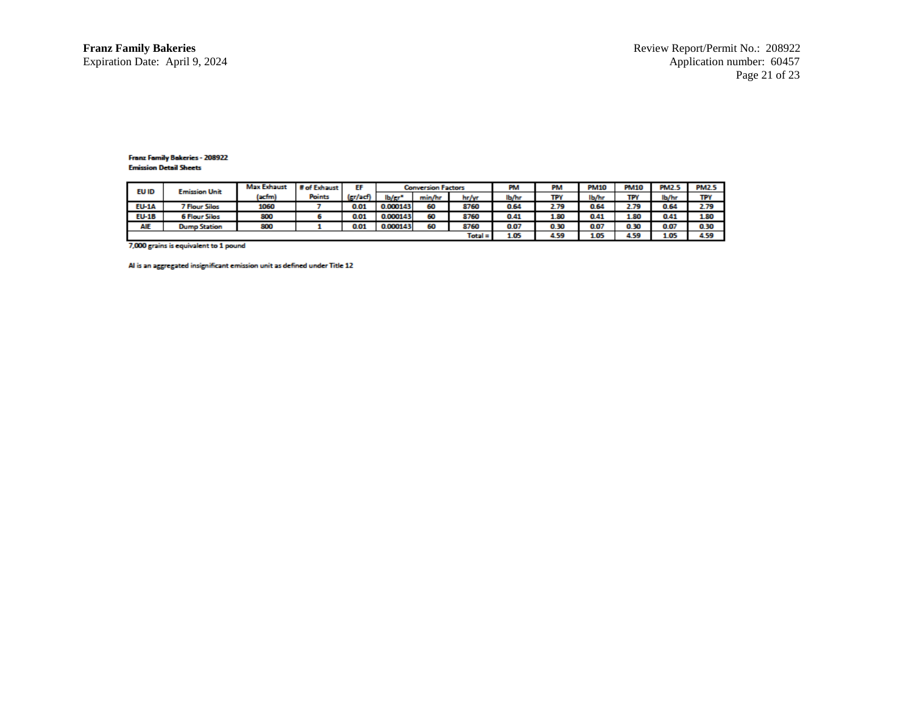**Franz Family Bakeries - 208922**
**Emission Detail Sheets**

| EU ID | Emission Unit | Max Exhaust (acfm) | # of Exhaust Points | EF (gr/acf) | Conversion Factors lb/gr* | min/hr | hr/yr | PM lb/hr | PM TPY | PM10 lb/hr | PM10 TPY | PM2.5 lb/hr | PM2.5 TPY |
|---|---|---|---|---|---|---|---|---|---|---|---|---|---|
| EU-1A | 7 Flour Silos | 1060 | 7 | 0.01 | 0.000143 | 60 | 8760 | 0.64 | 2.79 | 0.64 | 2.79 | 0.64 | 2.79 |
| EU-1B | 6 Flour Silos | 800 | 6 | 0.01 | 0.000143 | 60 | 8760 | 0.41 | 1.80 | 0.41 | 1.80 | 0.41 | 1.80 |
| AIE | Dump Station | 800 | 1 | 0.01 | 0.000143 | 60 | 8760 | 0.07 | 0.30 | 0.07 | 0.30 | 0.07 | 0.30 |
| | | | | | | | Total = | 1.05 | 4.59 | 1.05 | 4.59 | 1.05 | 4.59 |

7,000 grains is equivalent to 1 pound

AI is an aggregated insignificant emission unit as defined under Title 12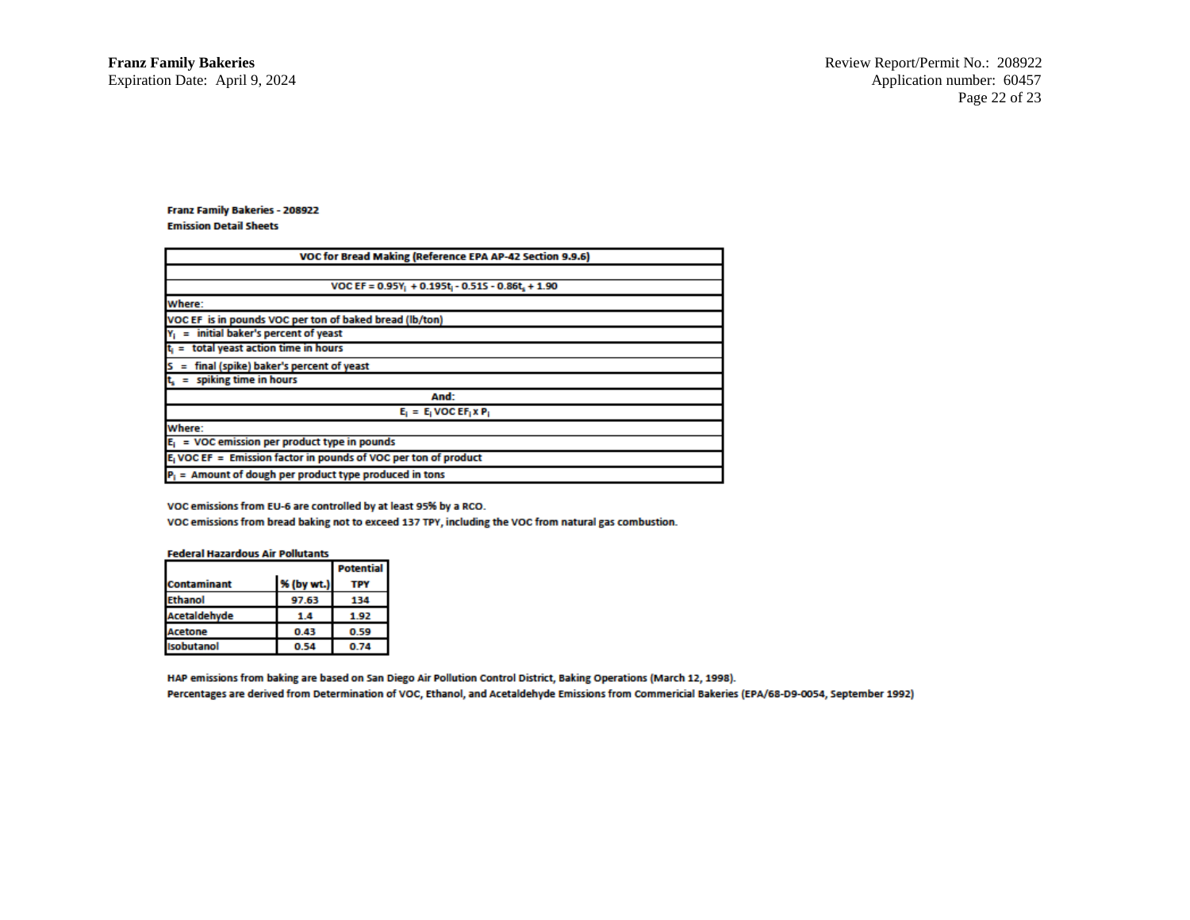**Franz Family Bakeries - 208922**
**Emission Detail Sheets**

| VOC for Bread Making (Reference EPA AP-42 Section 9.9.6) |
|---|
| |
| $VOC\ EF = 0.95Y_i + 0.195t_i - 0.51S - 0.86t_s + 1.90$ |
| Where: |
| VOC EF is in pounds VOC per ton of baked bread (lb/ton) |
| $Y_i$ = initial baker's percent of yeast |
| $t_i$ = total yeast action time in hours |
| S = final (spike) baker's percent of yeast |
| $t_s$ = spiking time in hours |
| And: |
| $E_i = E_i\ VOC\ EF_i \times P_i$ |
| Where: |
| $E_i$ = VOC emission per product type in pounds |
| $E_i$ VOC EF = Emission factor in pounds of VOC per ton of product |
| $P_i$ = Amount of dough per product type produced in tons |

VOC emissions from EU-6 are controlled by at least 95% by a RCO.

VOC emissions from bread baking not to exceed 137 TPY, including the VOC from natural gas combustion.

**Federal Hazardous Air Pollutants**

| Contaminant | % (by wt.) | Potential TPY |
|---|---|---|
| Ethanol | 97.63 | 134 |
| Acetaldehyde | 1.4 | 1.92 |
| Acetone | 0.43 | 0.59 |
| Isobutanol | 0.54 | 0.74 |

HAP emissions from baking are based on San Diego Air Pollution Control District, Baking Operations (March 12, 1998).

Percentages are derived from Determination of VOC, Ethanol, and Acetaldehyde Emissions from Commericial Bakeries (EPA/68-D9-0054, September 1992)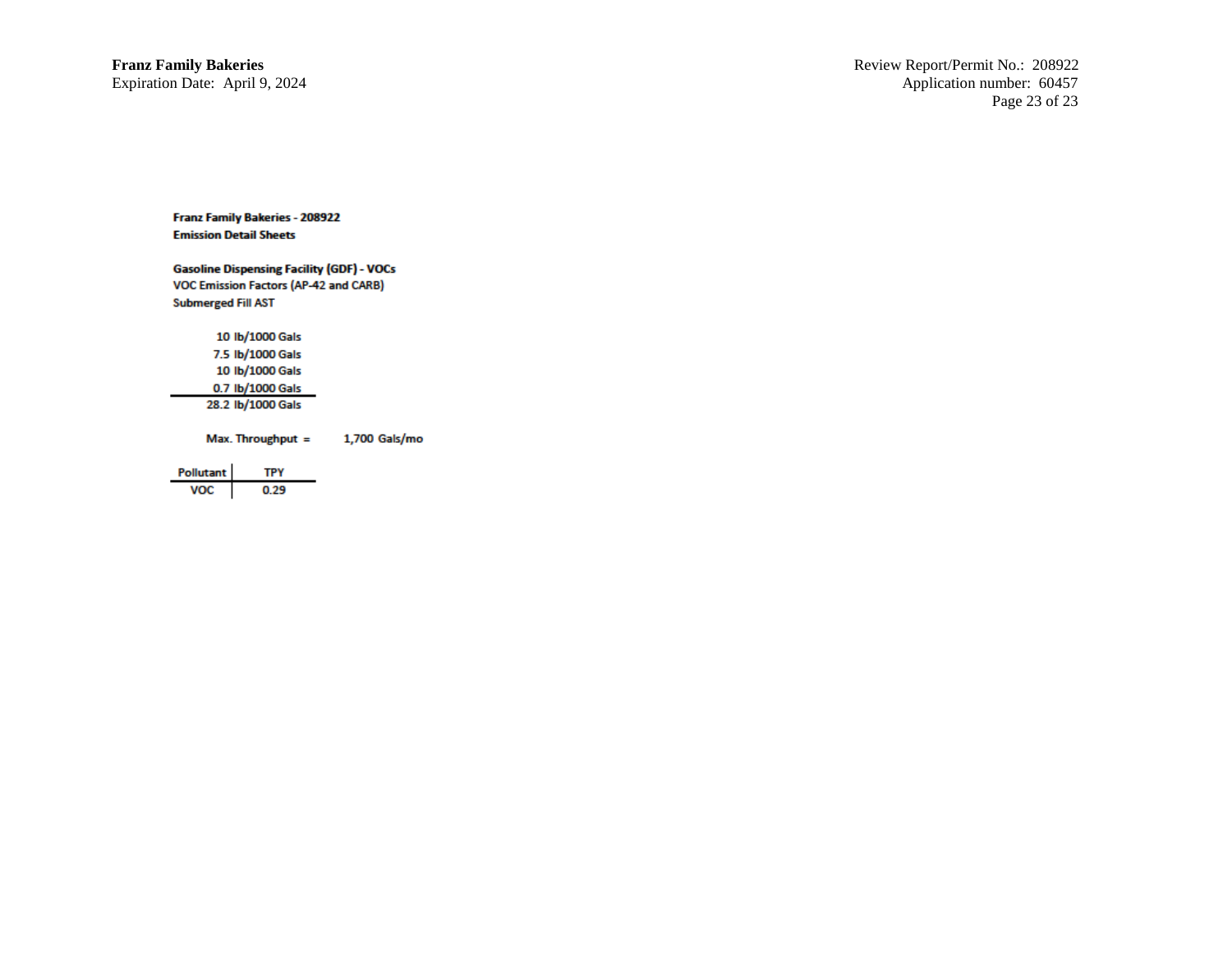**Franz Family Bakeries - 208922**
**Emission Detail Sheets**

**Gasoline Dispensing Facility (GDF) - VOCs**
**VOC Emission Factors (AP-42 and CARB)**
**Submerged Fill AST**

10 lb/1000 Gals
7.5 lb/1000 Gals
10 lb/1000 Gals
0.7 lb/1000 Gals
28.2 lb/1000 Gals

Max. Throughput = 1,700 Gals/mo

| Pollutant | TPY |
|---|---|
| VOC | 0.29 |